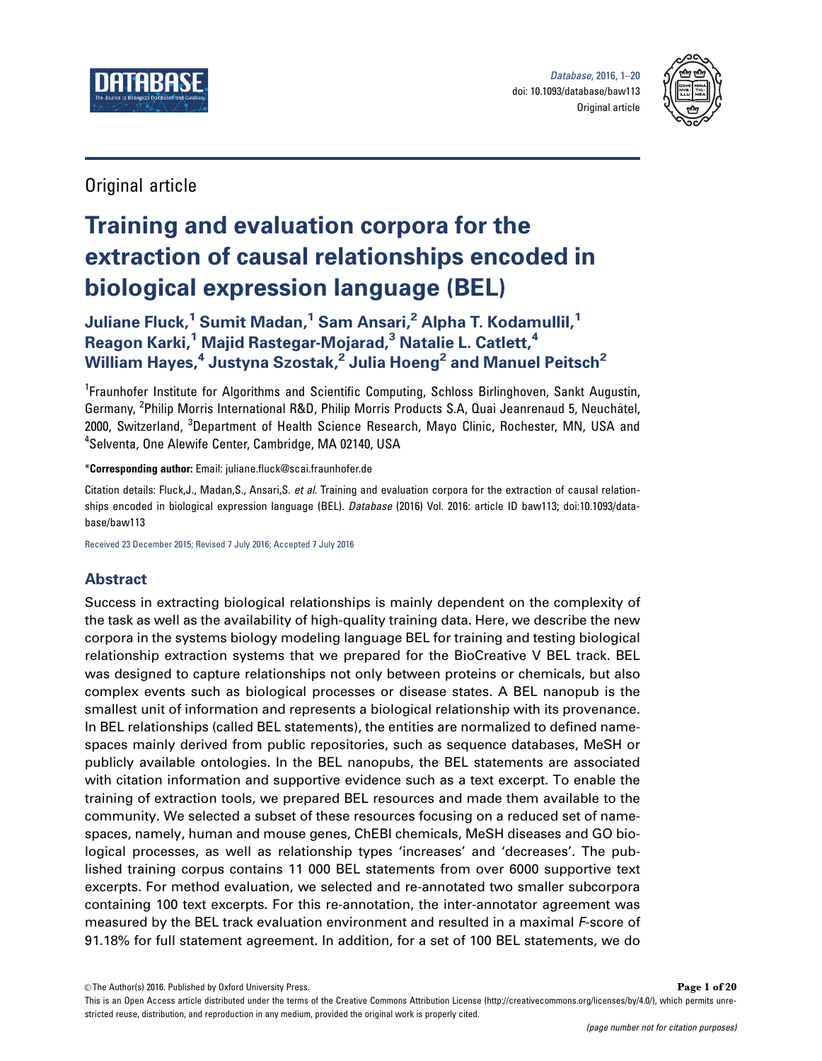Original article

# Training and evaluation corpora for the extraction of causal relationships encoded in biological expression language (BEL)

**Juliane Fluck,[1] Sumit Madan,[1] Sam Ansari,[2] Alpha T. Kodamullil,[1] Reagon Karki,[1] Majid Rastegar-Mojarad,[3] Natalie L. Catlett,[4] William Hayes,[4] Justyna Szostak,[2] Julia Hoeng[2] and Manuel Peitsch[2]**

[1]Fraunhofer Institute for Algorithms and Scientific Computing, Schloss Birlinghoven, Sankt Augustin, Germany, [2]Philip Morris International R&D, Philip Morris Products S.A, Quai Jeanrenaud 5, Neuchâtel, 2000, Switzerland, [3]Department of Health Science Research, Mayo Clinic, Rochester, MN, USA and [4]Selventa, One Alewife Center, Cambridge, MA 02140, USA

***Corresponding author:** Email: juliane.fluck@scai.fraunhofer.de

Citation details: Fluck,J., Madan,S., Ansari,S. *et al.* Training and evaluation corpora for the extraction of causal relationships encoded in biological expression language (BEL). *Database* (2016) Vol. 2016: article ID baw113; doi:10.1093/database/baw113

Received 23 December 2015; Revised 7 July 2016; Accepted 7 July 2016

## Abstract

Success in extracting biological relationships is mainly dependent on the complexity of the task as well as the availability of high-quality training data. Here, we describe the new corpora in the systems biology modeling language BEL for training and testing biological relationship extraction systems that we prepared for the BioCreative V BEL track. BEL was designed to capture relationships not only between proteins or chemicals, but also complex events such as biological processes or disease states. A BEL nanopub is the smallest unit of information and represents a biological relationship with its provenance. In BEL relationships (called BEL statements), the entities are normalized to defined namespaces mainly derived from public repositories, such as sequence databases, MeSH or publicly available ontologies. In the BEL nanopubs, the BEL statements are associated with citation information and supportive evidence such as a text excerpt. To enable the training of extraction tools, we prepared BEL resources and made them available to the community. We selected a subset of these resources focusing on a reduced set of namespaces, namely, human and mouse genes, ChEBI chemicals, MeSH diseases and GO biological processes, as well as relationship types 'increases' and 'decreases'. The published training corpus contains 11 000 BEL statements from over 6000 supportive text excerpts. For method evaluation, we selected and re-annotated two smaller subcorpora containing 100 text excerpts. For this re-annotation, the inter-annotator agreement was measured by the BEL track evaluation environment and resulted in a maximal *F*-score of 91.18% for full statement agreement. In addition, for a set of 100 BEL statements, we do

© The Author(s) 2016. Published by Oxford University Press.

This is an Open Access article distributed under the terms of the Creative Commons Attribution License (http://creativecommons.org/licenses/by/4.0/), which permits unrestricted reuse, distribution, and reproduction in any medium, provided the original work is properly cited.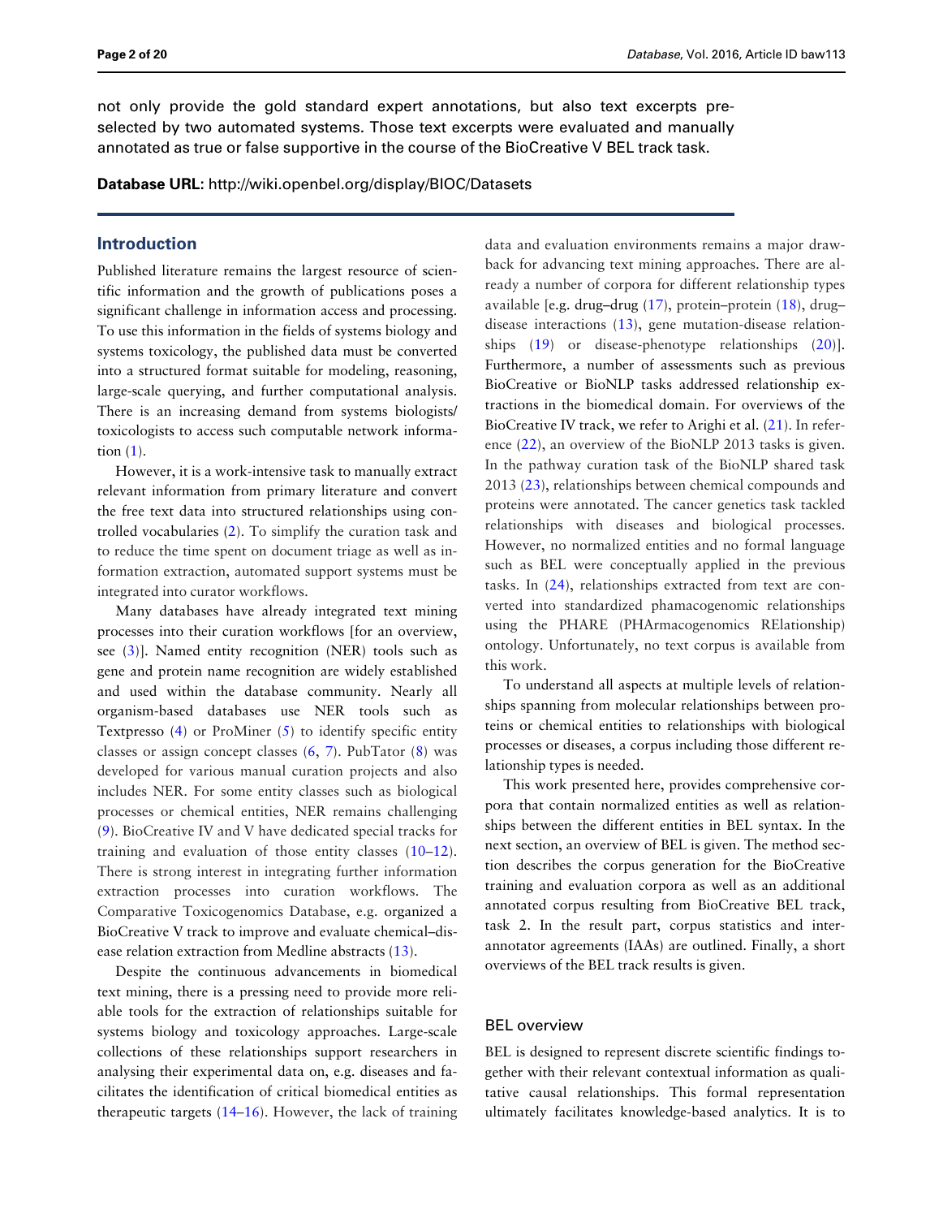not only provide the gold standard expert annotations, but also text excerpts pre-selected by two automated systems. Those text excerpts were evaluated and manually annotated as true or false supportive in the course of the BioCreative V BEL track task.

**Database URL:** http://wiki.openbel.org/display/BIOC/Datasets

## Introduction

Published literature remains the largest resource of scientific information and the growth of publications poses a significant challenge in information access and processing. To use this information in the fields of systems biology and systems toxicology, the published data must be converted into a structured format suitable for modeling, reasoning, large-scale querying, and further computational analysis. There is an increasing demand from systems biologists/toxicologists to access such computable network information (1).

However, it is a work-intensive task to manually extract relevant information from primary literature and convert the free text data into structured relationships using controlled vocabularies (2). To simplify the curation task and to reduce the time spent on document triage as well as information extraction, automated support systems must be integrated into curator workflows.

Many databases have already integrated text mining processes into their curation workflows [for an overview, see (3)]. Named entity recognition (NER) tools such as gene and protein name recognition are widely established and used within the database community. Nearly all organism-based databases use NER tools such as Textpresso (4) or ProMiner (5) to identify specific entity classes or assign concept classes (6, 7). PubTator (8) was developed for various manual curation projects and also includes NER. For some entity classes such as biological processes or chemical entities, NER remains challenging (9). BioCreative IV and V have dedicated special tracks for training and evaluation of those entity classes (10–12). There is strong interest in integrating further information extraction processes into curation workflows. The Comparative Toxicogenomics Database, e.g. organized a BioCreative V track to improve and evaluate chemical–disease relation extraction from Medline abstracts (13).

Despite the continuous advancements in biomedical text mining, there is a pressing need to provide more reliable tools for the extraction of relationships suitable for systems biology and toxicology approaches. Large-scale collections of these relationships support researchers in analysing their experimental data on, e.g. diseases and facilitates the identification of critical biomedical entities as therapeutic targets (14–16). However, the lack of training data and evaluation environments remains a major drawback for advancing text mining approaches. There are already a number of corpora for different relationship types available [e.g. drug–drug (17), protein–protein (18), drug–disease interactions (13), gene mutation-disease relationships (19) or disease-phenotype relationships (20)]. Furthermore, a number of assessments such as previous BioCreative or BioNLP tasks addressed relationship extractions in the biomedical domain. For overviews of the BioCreative IV track, we refer to Arighi et al. (21). In reference (22), an overview of the BioNLP 2013 tasks is given. In the pathway curation task of the BioNLP shared task 2013 (23), relationships between chemical compounds and proteins were annotated. The cancer genetics task tackled relationships with diseases and biological processes. However, no normalized entities and no formal language such as BEL were conceptually applied in the previous tasks. In (24), relationships extracted from text are converted into standardized phamacogenomic relationships using the PHARE (PHArmacogenomics RElationship) ontology. Unfortunately, no text corpus is available from this work.

To understand all aspects at multiple levels of relationships spanning from molecular relationships between proteins or chemical entities to relationships with biological processes or diseases, a corpus including those different relationship types is needed.

This work presented here, provides comprehensive corpora that contain normalized entities as well as relationships between the different entities in BEL syntax. In the next section, an overview of BEL is given. The method section describes the corpus generation for the BioCreative training and evaluation corpora as well as an additional annotated corpus resulting from BioCreative BEL track, task 2. In the result part, corpus statistics and inter-annotator agreements (IAAs) are outlined. Finally, a short overviews of the BEL track results is given.

### BEL overview

BEL is designed to represent discrete scientific findings together with their relevant contextual information as qualitative causal relationships. This formal representation ultimately facilitates knowledge-based analytics. It is to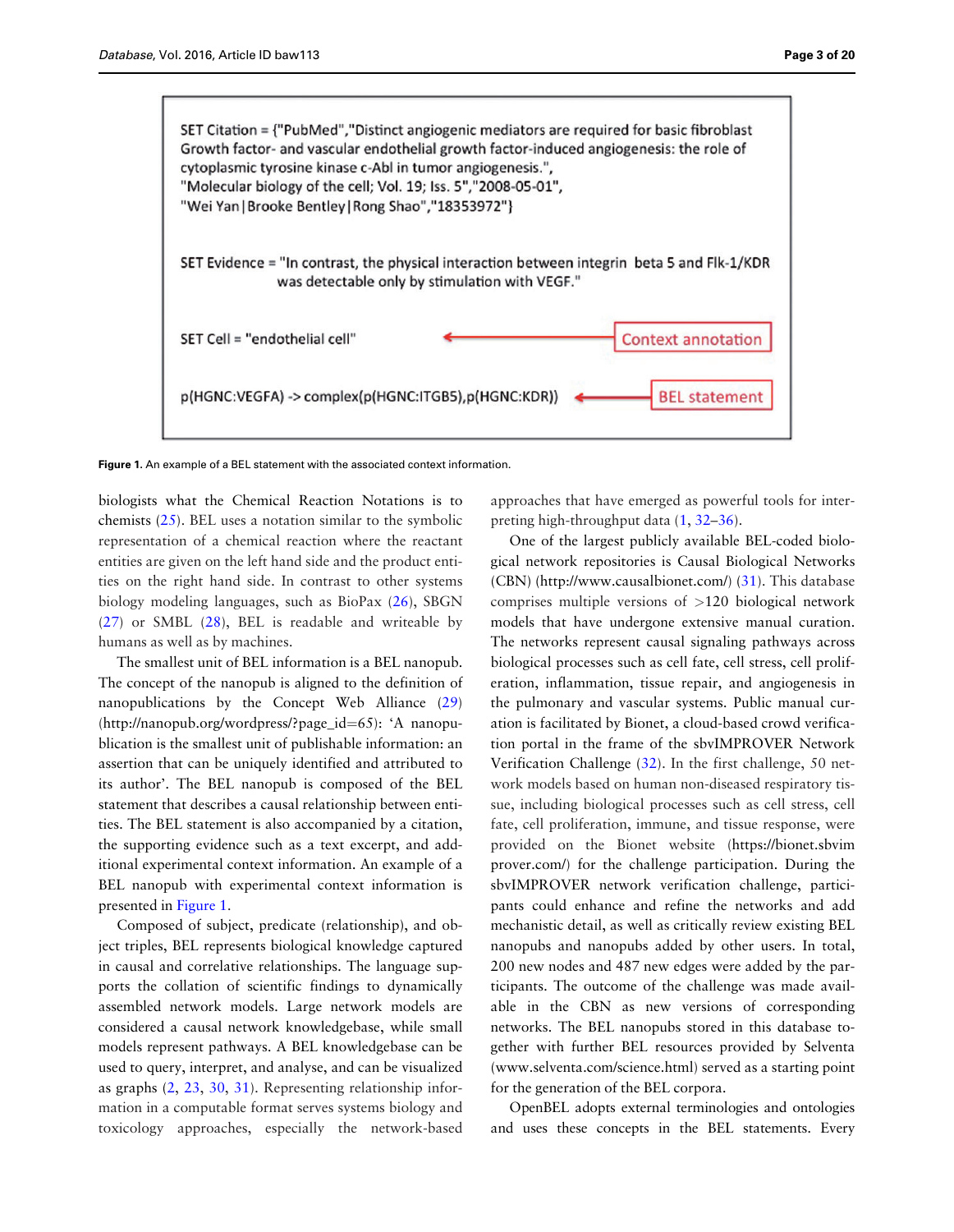```
SET Citation = {"PubMed","Distinct angiogenic mediators are required for basic fibroblast
Growth factor- and vascular endothelial growth factor-induced angiogenesis: the role of
cytoplasmic tyrosine kinase c-Abl in tumor angiogenesis.",
"Molecular biology of the cell; Vol. 19; Iss. 5","2008-05-01",
"Wei Yan|Brooke Bentley|Rong Shao","18353972"}

SET Evidence = "In contrast, the physical interaction between integrin beta 5 and Flk-1/KDR
               was detectable only by stimulation with VEGF."

SET Cell = "endothelial cell"                    <---- Context annotation

p(HGNC:VEGFA) -> complex(p(HGNC:ITGB5),p(HGNC:KDR))   <---- BEL statement
```

**Figure 1.** An example of a BEL statement with the associated context information.

biologists what the Chemical Reaction Notations is to chemists (25). BEL uses a notation similar to the symbolic representation of a chemical reaction where the reactant entities are given on the left hand side and the product entities on the right hand side. In contrast to other systems biology modeling languages, such as BioPax (26), SBGN (27) or SMBL (28), BEL is readable and writeable by humans as well as by machines.

The smallest unit of BEL information is a BEL nanopub. The concept of the nanopub is aligned to the definition of nanopublications by the Concept Web Alliance (29) (http://nanopub.org/wordpress/?page_id=65): 'A nanopublication is the smallest unit of publishable information: an assertion that can be uniquely identified and attributed to its author'. The BEL nanopub is composed of the BEL statement that describes a causal relationship between entities. The BEL statement is also accompanied by a citation, the supporting evidence such as a text excerpt, and additional experimental context information. An example of a BEL nanopub with experimental context information is presented in Figure 1.

Composed of subject, predicate (relationship), and object triples, BEL represents biological knowledge captured in causal and correlative relationships. The language supports the collation of scientific findings to dynamically assembled network models. Large network models are considered a causal network knowledgebase, while small models represent pathways. A BEL knowledgebase can be used to query, interpret, and analyse, and can be visualized as graphs (2, 23, 30, 31). Representing relationship information in a computable format serves systems biology and toxicology approaches, especially the network-based approaches that have emerged as powerful tools for interpreting high-throughput data (1, 32–36).

One of the largest publicly available BEL-coded biological network repositories is Causal Biological Networks (CBN) (http://www.causalbionet.com/) (31). This database comprises multiple versions of >120 biological network models that have undergone extensive manual curation. The networks represent causal signaling pathways across biological processes such as cell fate, cell stress, cell proliferation, inflammation, tissue repair, and angiogenesis in the pulmonary and vascular systems. Public manual curation is facilitated by Bionet, a cloud-based crowd verification portal in the frame of the sbvIMPROVER Network Verification Challenge (32). In the first challenge, 50 network models based on human non-diseased respiratory tissue, including biological processes such as cell stress, cell fate, cell proliferation, immune, and tissue response, were provided on the Bionet website (https://bionet.sbvimprover.com/) for the challenge participation. During the sbvIMPROVER network verification challenge, participants could enhance and refine the networks and add mechanistic detail, as well as critically review existing BEL nanopubs and nanopubs added by other users. In total, 200 new nodes and 487 new edges were added by the participants. The outcome of the challenge was made available in the CBN as new versions of corresponding networks. The BEL nanopubs stored in this database together with further BEL resources provided by Selventa (www.selventa.com/science.html) served as a starting point for the generation of the BEL corpora.

OpenBEL adopts external terminologies and ontologies and uses these concepts in the BEL statements. Every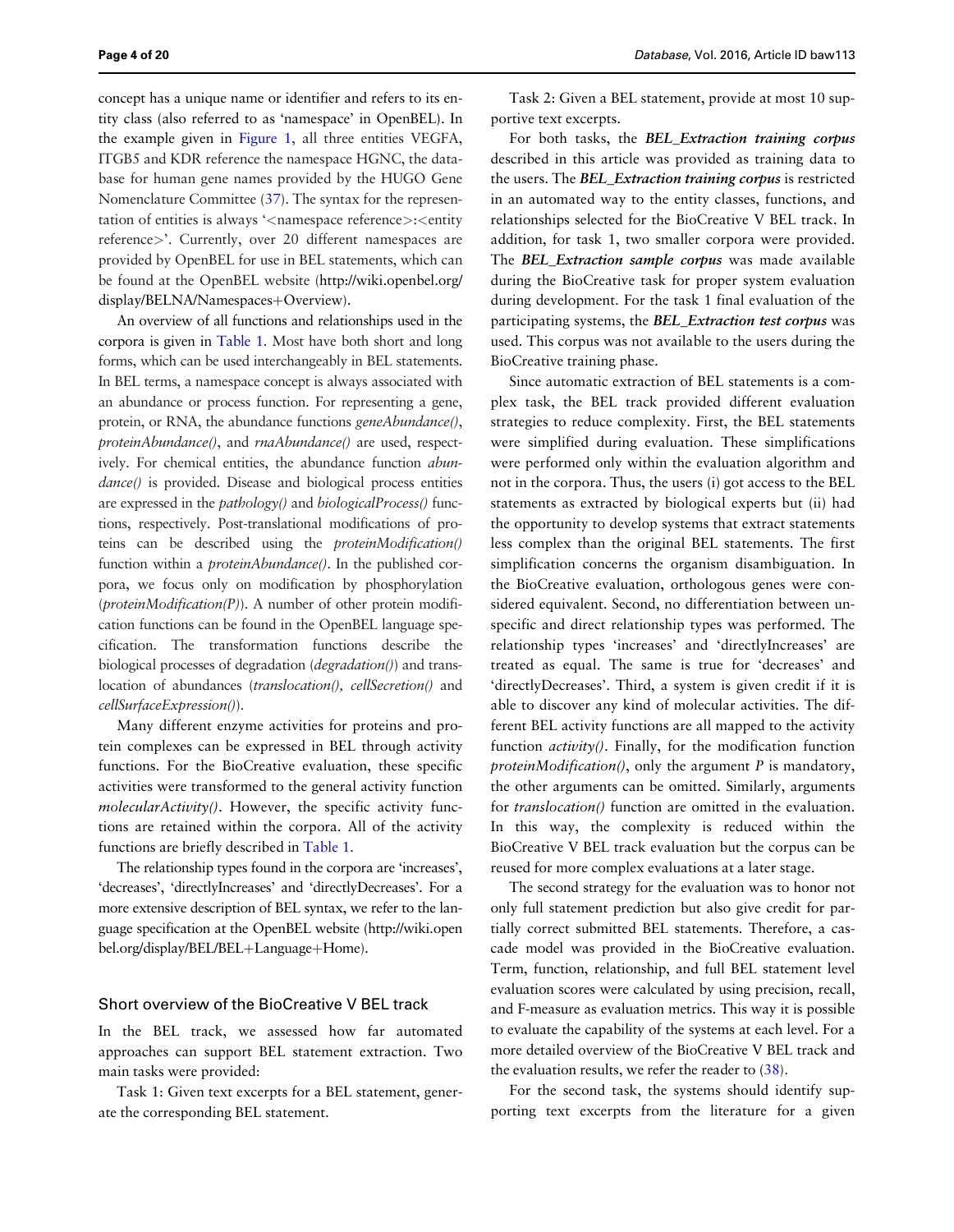concept has a unique name or identifier and refers to its entity class (also referred to as 'namespace' in OpenBEL). In the example given in Figure 1, all three entities VEGFA, ITGB5 and KDR reference the namespace HGNC, the database for human gene names provided by the HUGO Gene Nomenclature Committee (37). The syntax for the representation of entities is always '<namespace reference>:<entity reference>'. Currently, over 20 different namespaces are provided by OpenBEL for use in BEL statements, which can be found at the OpenBEL website (http://wiki.openbel.org/display/BELNA/Namespaces+Overview).

An overview of all functions and relationships used in the corpora is given in Table 1. Most have both short and long forms, which can be used interchangeably in BEL statements. In BEL terms, a namespace concept is always associated with an abundance or process function. For representing a gene, protein, or RNA, the abundance functions *geneAbundance()*, *proteinAbundance()*, and *rnaAbundance()* are used, respectively. For chemical entities, the abundance function *abundance()* is provided. Disease and biological process entities are expressed in the *pathology()* and *biologicalProcess()* functions, respectively. Post-translational modifications of proteins can be described using the *proteinModification()* function within a *proteinAbundance()*. In the published corpora, we focus only on modification by phosphorylation (*proteinModification(P)*). A number of other protein modification functions can be found in the OpenBEL language specification. The transformation functions describe the biological processes of degradation (*degradation()*) and translocation of abundances (*translocation(), cellSecretion()* and *cellSurfaceExpression()*).

Many different enzyme activities for proteins and protein complexes can be expressed in BEL through activity functions. For the BioCreative evaluation, these specific activities were transformed to the general activity function *molecularActivity()*. However, the specific activity functions are retained within the corpora. All of the activity functions are briefly described in Table 1.

The relationship types found in the corpora are 'increases', 'decreases', 'directlyIncreases' and 'directlyDecreases'. For a more extensive description of BEL syntax, we refer to the language specification at the OpenBEL website (http://wiki.openbel.org/display/BEL/BEL+Language+Home).

## Short overview of the BioCreative V BEL track

In the BEL track, we assessed how far automated approaches can support BEL statement extraction. Two main tasks were provided:

Task 1: Given text excerpts for a BEL statement, generate the corresponding BEL statement.

Task 2: Given a BEL statement, provide at most 10 supportive text excerpts.

For both tasks, the ***BEL_Extraction training corpus*** described in this article was provided as training data to the users. The ***BEL_Extraction training corpus*** is restricted in an automated way to the entity classes, functions, and relationships selected for the BioCreative V BEL track. In addition, for task 1, two smaller corpora were provided. The ***BEL_Extraction sample corpus*** was made available during the BioCreative task for proper system evaluation during development. For the task 1 final evaluation of the participating systems, the ***BEL_Extraction test corpus*** was used. This corpus was not available to the users during the BioCreative training phase.

Since automatic extraction of BEL statements is a complex task, the BEL track provided different evaluation strategies to reduce complexity. First, the BEL statements were simplified during evaluation. These simplifications were performed only within the evaluation algorithm and not in the corpora. Thus, the users (i) got access to the BEL statements as extracted by biological experts but (ii) had the opportunity to develop systems that extract statements less complex than the original BEL statements. The first simplification concerns the organism disambiguation. In the BioCreative evaluation, orthologous genes were considered equivalent. Second, no differentiation between unspecific and direct relationship types was performed. The relationship types 'increases' and 'directlyIncreases' are treated as equal. The same is true for 'decreases' and 'directlyDecreases'. Third, a system is given credit if it is able to discover any kind of molecular activities. The different BEL activity functions are all mapped to the activity function *activity()*. Finally, for the modification function *proteinModification()*, only the argument *P* is mandatory, the other arguments can be omitted. Similarly, arguments for *translocation()* function are omitted in the evaluation. In this way, the complexity is reduced within the BioCreative V BEL track evaluation but the corpus can be reused for more complex evaluations at a later stage.

The second strategy for the evaluation was to honor not only full statement prediction but also give credit for partially correct submitted BEL statements. Therefore, a cascade model was provided in the BioCreative evaluation. Term, function, relationship, and full BEL statement level evaluation scores were calculated by using precision, recall, and F-measure as evaluation metrics. This way it is possible to evaluate the capability of the systems at each level. For a more detailed overview of the BioCreative V BEL track and the evaluation results, we refer the reader to (38).

For the second task, the systems should identify supporting text excerpts from the literature for a given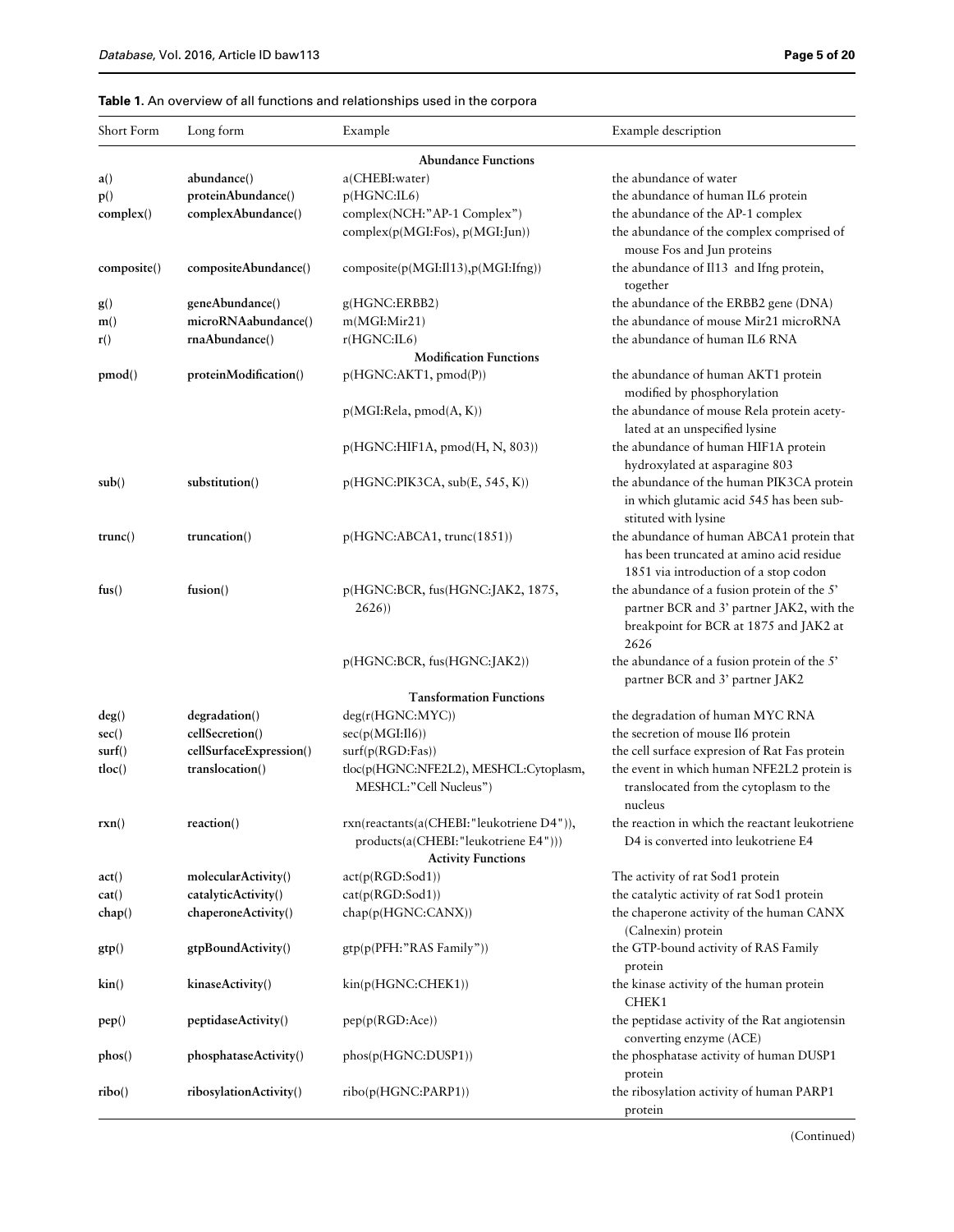**Table 1.** An overview of all functions and relationships used in the corpora

| Short Form | Long form | Example | Example description |
|---|---|---|---|
| | | **Abundance Functions** | |
| **a()** | **abundance()** | a(CHEBI:water) | the abundance of water |
| **p()** | **proteinAbundance()** | p(HGNC:IL6) | the abundance of human IL6 protein |
| **complex()** | **complexAbundance()** | complex(NCH:"AP-1 Complex") | the abundance of the AP-1 complex |
| | | complex(p(MGI:Fos), p(MGI:Jun)) | the abundance of the complex comprised of mouse Fos and Jun proteins |
| **composite()** | **compositeAbundance()** | composite(p(MGI:Il13),p(MGI:Ifng)) | the abundance of Il13 and Ifng protein, together |
| **g()** | **geneAbundance()** | g(HGNC:ERBB2) | the abundance of the ERBB2 gene (DNA) |
| **m()** | **microRNAabundance()** | m(MGI:Mir21) | the abundance of mouse Mir21 microRNA |
| **r()** | **rnaAbundance()** | r(HGNC:IL6) | the abundance of human IL6 RNA |
| | | **Modification Functions** | |
| **pmod()** | **proteinModification()** | p(HGNC:AKT1, pmod(P)) | the abundance of human AKT1 protein modified by phosphorylation |
| | | p(MGI:Rela, pmod(A, K)) | the abundance of mouse Rela protein acetylated at an unspecified lysine |
| | | p(HGNC:HIF1A, pmod(H, N, 803)) | the abundance of human HIF1A protein hydroxylated at asparagine 803 |
| **sub()** | **substitution()** | p(HGNC:PIK3CA, sub(E, 545, K)) | the abundance of the human PIK3CA protein in which glutamic acid 545 has been substituted with lysine |
| **trunc()** | **truncation()** | p(HGNC:ABCA1, trunc(1851)) | the abundance of human ABCA1 protein that has been truncated at amino acid residue 1851 via introduction of a stop codon |
| **fus()** | **fusion()** | p(HGNC:BCR, fus(HGNC:JAK2, 1875, 2626)) | the abundance of a fusion protein of the 5' partner BCR and 3' partner JAK2, with the breakpoint for BCR at 1875 and JAK2 at 2626 |
| | | p(HGNC:BCR, fus(HGNC:JAK2)) | the abundance of a fusion protein of the 5' partner BCR and 3' partner JAK2 |
| | | **Tansformation Functions** | |
| **deg()** | **degradation()** | deg(r(HGNC:MYC)) | the degradation of human MYC RNA |
| **sec()** | **cellSecretion()** | sec(p(MGI:Il6)) | the secretion of mouse Il6 protein |
| **surf()** | **cellSurfaceExpression()** | surf(p(RGD:Fas)) | the cell surface expresion of Rat Fas protein |
| **tloc()** | **translocation()** | tloc(p(HGNC:NFE2L2), MESHCL:Cytoplasm, MESHCL:"Cell Nucleus") | the event in which human NFE2L2 protein is translocated from the cytoplasm to the nucleus |
| **rxn()** | **reaction()** | rxn(reactants(a(CHEBI:"leukotriene D4")), products(a(CHEBI:"leukotriene E4"))) | the reaction in which the reactant leukotriene D4 is converted into leukotriene E4 |
| | | **Activity Functions** | |
| **act()** | **molecularActivity()** | act(p(RGD:Sod1)) | The activity of rat Sod1 protein |
| **cat()** | **catalyticActivity()** | cat(p(RGD:Sod1)) | the catalytic activity of rat Sod1 protein |
| **chap()** | **chaperoneActivity()** | chap(p(HGNC:CANX)) | the chaperone activity of the human CANX (Calnexin) protein |
| **gtp()** | **gtpBoundActivity()** | gtp(p(PFH:"RAS Family")) | the GTP-bound activity of RAS Family protein |
| **kin()** | **kinaseActivity()** | kin(p(HGNC:CHEK1)) | the kinase activity of the human protein CHEK1 |
| **pep()** | **peptidaseActivity()** | pep(p(RGD:Ace)) | the peptidase activity of the Rat angiotensin converting enzyme (ACE) |
| **phos()** | **phosphataseActivity()** | phos(p(HGNC:DUSP1)) | the phosphatase activity of human DUSP1 protein |
| **ribo()** | **ribosylationActivity()** | ribo(p(HGNC:PARP1)) | the ribosylation activity of human PARP1 protein |

(Continued)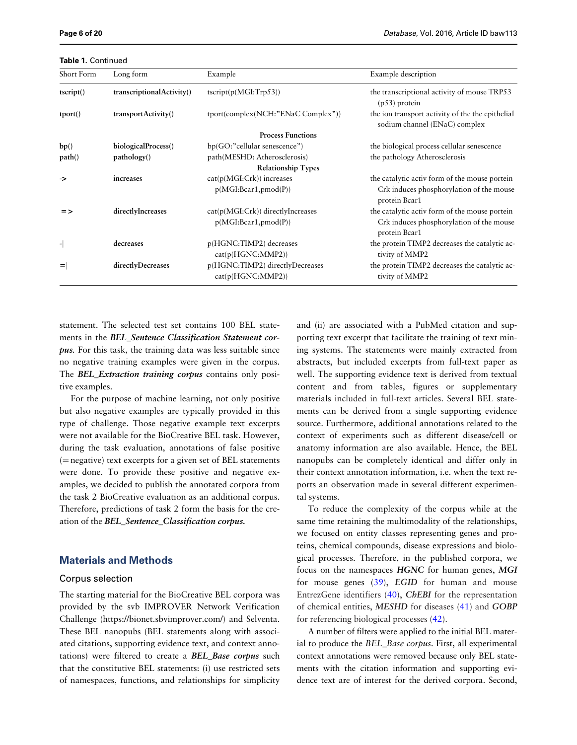**Table 1.** Continued

| Short Form | Long form | Example | Example description |
|---|---|---|---|
| **tscript()** | **transcriptionalActivity()** | tscript(p(MGI:Trp53)) | the transcriptional activity of mouse TRP53 (p53) protein |
| **tport()** | **transportActivity()** | tport(complex(NCH:"ENaC Complex")) | the ion transport activity of the the epithelial sodium channel (ENaC) complex |
| | | **Process Functions** | |
| **bp()** | **biologicalProcess()** | bp(GO:"cellular senescence") | the biological process cellular senescence |
| **path()** | **pathology()** | path(MESHD: Atherosclerosis) | the pathology Atherosclerosis |
| | | **Relationship Types** | |
| **->** | **increases** | cat(p(MGI:Crk)) increases p(MGI:Bcar1,pmod(P)) | the catalytic activ form of the mouse portein Crk induces phosphorylation of the mouse protein Bcar1 |
| **=>** | **directlyIncreases** | cat(p(MGI:Crk)) directlyIncreases p(MGI:Bcar1,pmod(P)) | the catalytic activ form of the mouse portein Crk induces phosphorylation of the mouse protein Bcar1 |
| -\| | **decreases** | p(HGNC:TIMP2) decreases cat(p(HGNC:MMP2)) | the protein TIMP2 decreases the catalytic activity of MMP2 |
| =\| | **directlyDecreases** | p(HGNC:TIMP2) directlyDecreases cat(p(HGNC:MMP2)) | the protein TIMP2 decreases the catalytic activity of MMP2 |

statement. The selected test set contains 100 BEL statements in the ***BEL_Sentence Classification Statement corpus***. For this task, the training data was less suitable since no negative training examples were given in the corpus. The ***BEL_Extraction training corpus*** contains only positive examples.

For the purpose of machine learning, not only positive but also negative examples are typically provided in this type of challenge. Those negative example text excerpts were not available for the BioCreative BEL task. However, during the task evaluation, annotations of false positive (= negative) text excerpts for a given set of BEL statements were done. To provide these positive and negative examples, we decided to publish the annotated corpora from the task 2 BioCreative evaluation as an additional corpus. Therefore, predictions of task 2 form the basis for the creation of the ***BEL_Sentence_Classification corpus***.

## Materials and Methods

### Corpus selection

The starting material for the BioCreative BEL corpora was provided by the svb IMPROVER Network Verification Challenge (https://bionet.sbvimprover.com/) and Selventa. These BEL nanopubs (BEL statements along with associated citations, supporting evidence text, and context annotations) were filtered to create a ***BEL_Base corpus*** such that the constitutive BEL statements: (i) use restricted sets of namespaces, functions, and relationships for simplicity and (ii) are associated with a PubMed citation and supporting text excerpt that facilitate the training of text mining systems. The statements were mainly extracted from abstracts, but included excerpts from full-text paper as well. The supporting evidence text is derived from textual content and from tables, figures or supplementary materials included in full-text articles. Several BEL statements can be derived from a single supporting evidence source. Furthermore, additional annotations related to the context of experiments such as different disease/cell or anatomy information are also available. Hence, the BEL nanopubs can be completely identical and differ only in their context annotation information, i.e. when the text reports an observation made in several different experimental systems.

To reduce the complexity of the corpus while at the same time retaining the multimodality of the relationships, we focused on entity classes representing genes and proteins, chemical compounds, disease expressions and biological processes. Therefore, in the published corpora, we focus on the namespaces ***HGNC*** for human genes, ***MGI*** for mouse genes (39), ***EGID*** for human and mouse EntrezGene identifiers (40), ***ChEBI*** for the representation of chemical entities, ***MESHD*** for diseases (41) and ***GOBP*** for referencing biological processes (42).

A number of filters were applied to the initial BEL material to produce the *BEL_Base corpus*. First, all experimental context annotations were removed because only BEL statements with the citation information and supporting evidence text are of interest for the derived corpora. Second,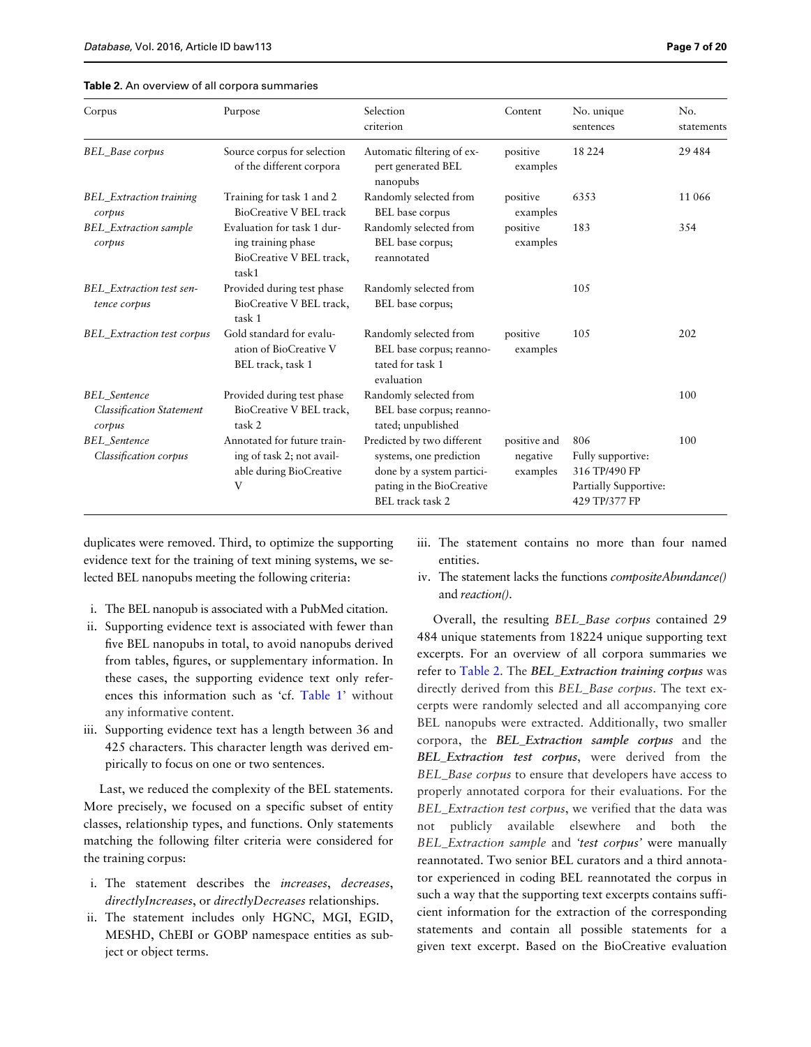**Table 2.** An overview of all corpora summaries

| Corpus | Purpose | Selection criterion | Content | No. unique sentences | No. statements |
|---|---|---|---|---|---|
| *BEL_Base corpus* | Source corpus for selection of the different corpora | Automatic filtering of expert generated BEL nanopubs | positive examples | 18 224 | 29 484 |
| *BEL_Extraction training corpus* | Training for task 1 and 2 BioCreative V BEL track | Randomly selected from BEL base corpus | positive examples | 6353 | 11 066 |
| *BEL_Extraction sample corpus* | Evaluation for task 1 during training phase BioCreative V BEL track, task1 | Randomly selected from BEL base corpus; reannotated | positive examples | 183 | 354 |
| *BEL_Extraction test sentence corpus* | Provided during test phase BioCreative V BEL track, task 1 | Randomly selected from BEL base corpus; | | 105 | |
| *BEL_Extraction test corpus* | Gold standard for evaluation of BioCreative V BEL track, task 1 | Randomly selected from BEL base corpus; reannotated for task 1 evaluation | positive examples | 105 | 202 |
| *BEL_Sentence Classification Statement corpus* | Provided during test phase BioCreative V BEL track, task 2 | Randomly selected from BEL base corpus; reannotated; unpublished | | | 100 |
| *BEL_Sentence Classification corpus* | Annotated for future training of task 2; not available during BioCreative V | Predicted by two different systems, one prediction done by a system participating in the BioCreative BEL track task 2 | positive and negative examples | 806 Fully supportive: 316 TP/490 FP Partially Supportive: 429 TP/377 FP | 100 |

duplicates were removed. Third, to optimize the supporting evidence text for the training of text mining systems, we selected BEL nanopubs meeting the following criteria:

i. The BEL nanopub is associated with a PubMed citation.
ii. Supporting evidence text is associated with fewer than five BEL nanopubs in total, to avoid nanopubs derived from tables, figures, or supplementary information. In these cases, the supporting evidence text only references this information such as 'cf. Table 1' without any informative content.
iii. Supporting evidence text has a length between 36 and 425 characters. This character length was derived empirically to focus on one or two sentences.

Last, we reduced the complexity of the BEL statements. More precisely, we focused on a specific subset of entity classes, relationship types, and functions. Only statements matching the following filter criteria were considered for the training corpus:

i. The statement describes the *increases*, *decreases*, *directlyIncreases*, or *directlyDecreases* relationships.
ii. The statement includes only HGNC, MGI, EGID, MESHD, ChEBI or GOBP namespace entities as subject or object terms.
iii. The statement contains no more than four named entities.
iv. The statement lacks the functions *compositeAbundance()* and *reaction()*.

Overall, the resulting *BEL_Base corpus* contained 29 484 unique statements from 18224 unique supporting text excerpts. For an overview of all corpora summaries we refer to Table 2. The ***BEL_Extraction training corpus*** was directly derived from this *BEL_Base corpus*. The text excerpts were randomly selected and all accompanying core BEL nanopubs were extracted. Additionally, two smaller corpora, the ***BEL_Extraction sample corpus*** and the ***BEL_Extraction test corpus***, were derived from the *BEL_Base corpus* to ensure that developers have access to properly annotated corpora for their evaluations. For the *BEL_Extraction test corpus*, we verified that the data was not publicly available elsewhere and both the *BEL_Extraction sample* and *'test corpus'* were manually reannotated. Two senior BEL curators and a third annotator experienced in coding BEL reannotated the corpus in such a way that the supporting text excerpts contains sufficient information for the extraction of the corresponding statements and contain all possible statements for a given text excerpt. Based on the BioCreative evaluation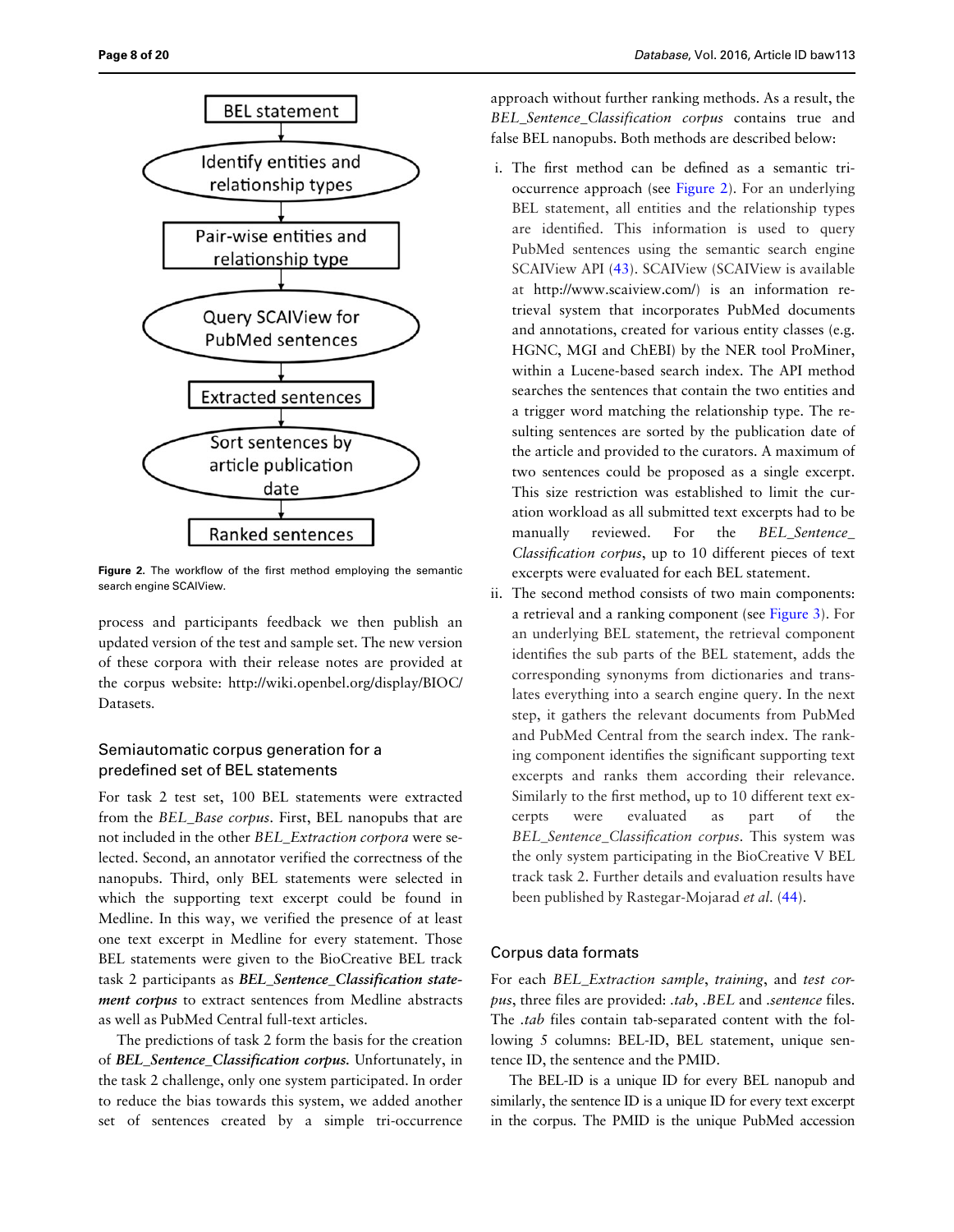BEL statement

Identify entities and relationship types

Pair-wise entities and relationship type

Query SCAIView for PubMed sentences

Extracted sentences

Sort sentences by article publication date

Ranked sentences

**Figure 2.** The workflow of the first method employing the semantic search engine SCAIView.

process and participants feedback we then publish an updated version of the test and sample set. The new version of these corpora with their release notes are provided at the corpus website: http://wiki.openbel.org/display/BIOC/Datasets.

### Semiautomatic corpus generation for a predefined set of BEL statements

For task 2 test set, 100 BEL statements were extracted from the *BEL_Base corpus*. First, BEL nanopubs that are not included in the other *BEL_Extraction corpora* were selected. Second, an annotator verified the correctness of the nanopubs. Third, only BEL statements were selected in which the supporting text excerpt could be found in Medline. In this way, we verified the presence of at least one text excerpt in Medline for every statement. Those BEL statements were given to the BioCreative BEL track task 2 participants as ***BEL_Sentence_Classification statement corpus*** to extract sentences from Medline abstracts as well as PubMed Central full-text articles.

The predictions of task 2 form the basis for the creation of ***BEL_Sentence_Classification corpus.*** Unfortunately, in the task 2 challenge, only one system participated. In order to reduce the bias towards this system, we added another set of sentences created by a simple tri-occurrence approach without further ranking methods. As a result, the *BEL_Sentence_Classification corpus* contains true and false BEL nanopubs. Both methods are described below:

i. The first method can be defined as a semantic tri-occurrence approach (see Figure 2). For an underlying BEL statement, all entities and the relationship types are identified. This information is used to query PubMed sentences using the semantic search engine SCAIView API (43). SCAIView (SCAIView is available at http://www.scaiview.com/) is an information retrieval system that incorporates PubMed documents and annotations, created for various entity classes (e.g. HGNC, MGI and ChEBI) by the NER tool ProMiner, within a Lucene-based search index. The API method searches the sentences that contain the two entities and a trigger word matching the relationship type. The resulting sentences are sorted by the publication date of the article and provided to the curators. A maximum of two sentences could be proposed as a single excerpt. This size restriction was established to limit the curation workload as all submitted text excerpts had to be manually reviewed. For the *BEL_Sentence_Classification corpus*, up to 10 different pieces of text excerpts were evaluated for each BEL statement.
ii. The second method consists of two main components: a retrieval and a ranking component (see Figure 3). For an underlying BEL statement, the retrieval component identifies the sub parts of the BEL statement, adds the corresponding synonyms from dictionaries and translates everything into a search engine query. In the next step, it gathers the relevant documents from PubMed and PubMed Central from the search index. The ranking component identifies the significant supporting text excerpts and ranks them according their relevance. Similarly to the first method, up to 10 different text excerpts were evaluated as part of the *BEL_Sentence_Classification corpus*. This system was the only system participating in the BioCreative V BEL track task 2. Further details and evaluation results have been published by Rastegar-Mojarad *et al.* (44).

### Corpus data formats

For each *BEL_Extraction sample*, *training*, and *test corpus*, three files are provided: *.tab*, *.BEL* and *.sentence* files. The *.tab* files contain tab-separated content with the following 5 columns: BEL-ID, BEL statement, unique sentence ID, the sentence and the PMID.

The BEL-ID is a unique ID for every BEL nanopub and similarly, the sentence ID is a unique ID for every text excerpt in the corpus. The PMID is the unique PubMed accession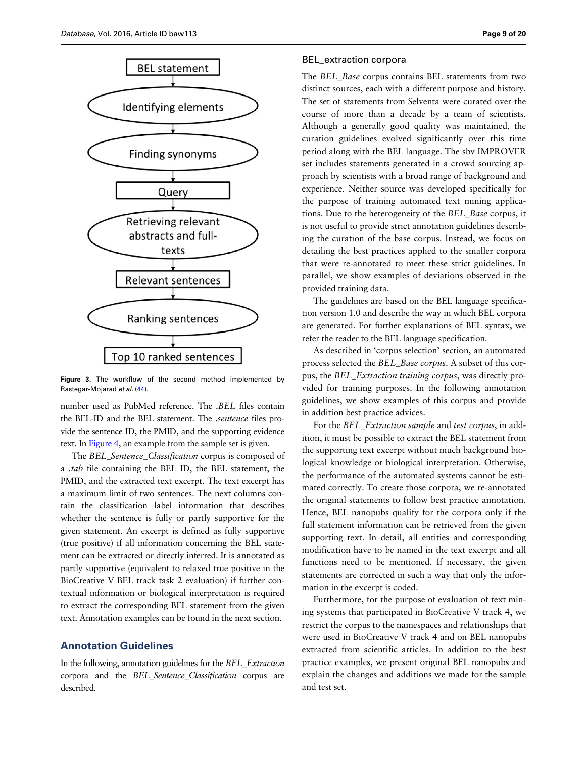BEL statement

Identifying elements

Finding synonyms

Query

Retrieving relevant abstracts and full-texts

Relevant sentences

Ranking sentences

Top 10 ranked sentences

**Figure 3.** The workflow of the second method implemented by Rastegar-Mojarad *et al.* (44).

number used as PubMed reference. The *.BEL* files contain the BEL-ID and the BEL statement. The *.sentence* files provide the sentence ID, the PMID, and the supporting evidence text. In Figure 4, an example from the sample set is given.

The *BEL_Sentence_Classification* corpus is composed of a *.tab* file containing the BEL ID, the BEL statement, the PMID, and the extracted text excerpt. The text excerpt has a maximum limit of two sentences. The next columns contain the classification label information that describes whether the sentence is fully or partly supportive for the given statement. An excerpt is defined as fully supportive (true positive) if all information concerning the BEL statement can be extracted or directly inferred. It is annotated as partly supportive (equivalent to relaxed true positive in the BioCreative V BEL track task 2 evaluation) if further contextual information or biological interpretation is required to extract the corresponding BEL statement from the given text. Annotation examples can be found in the next section.

## Annotation Guidelines

In the following, annotation guidelines for the *BEL_Extraction* corpora and the *BEL_Sentence_Classification* corpus are described.

### BEL_extraction corpora

The *BEL_Base* corpus contains BEL statements from two distinct sources, each with a different purpose and history. The set of statements from Selventa were curated over the course of more than a decade by a team of scientists. Although a generally good quality was maintained, the curation guidelines evolved significantly over this time period along with the BEL language. The sbv IMPROVER set includes statements generated in a crowd sourcing approach by scientists with a broad range of background and experience. Neither source was developed specifically for the purpose of training automated text mining applications. Due to the heterogeneity of the *BEL_Base* corpus, it is not useful to provide strict annotation guidelines describing the curation of the base corpus. Instead, we focus on detailing the best practices applied to the smaller corpora that were re-annotated to meet these strict guidelines. In parallel, we show examples of deviations observed in the provided training data.

The guidelines are based on the BEL language specification version 1.0 and describe the way in which BEL corpora are generated. For further explanations of BEL syntax, we refer the reader to the BEL language specification.

As described in 'corpus selection' section, an automated process selected the *BEL_Base corpus*. A subset of this corpus, the *BEL_Extraction training corpus*, was directly provided for training purposes. In the following annotation guidelines, we show examples of this corpus and provide in addition best practice advices.

For the *BEL_Extraction sample* and *test corpus*, in addition, it must be possible to extract the BEL statement from the supporting text excerpt without much background biological knowledge or biological interpretation. Otherwise, the performance of the automated systems cannot be estimated correctly. To create those corpora, we re-annotated the original statements to follow best practice annotation. Hence, BEL nanopubs qualify for the corpora only if the full statement information can be retrieved from the given supporting text. In detail, all entities and corresponding modification have to be named in the text excerpt and all functions need to be mentioned. If necessary, the given statements are corrected in such a way that only the information in the excerpt is coded.

Furthermore, for the purpose of evaluation of text mining systems that participated in BioCreative V track 4, we restrict the corpus to the namespaces and relationships that were used in BioCreative V track 4 and on BEL nanopubs extracted from scientific articles. In addition to the best practice examples, we present original BEL nanopubs and explain the changes and additions we made for the sample and test set.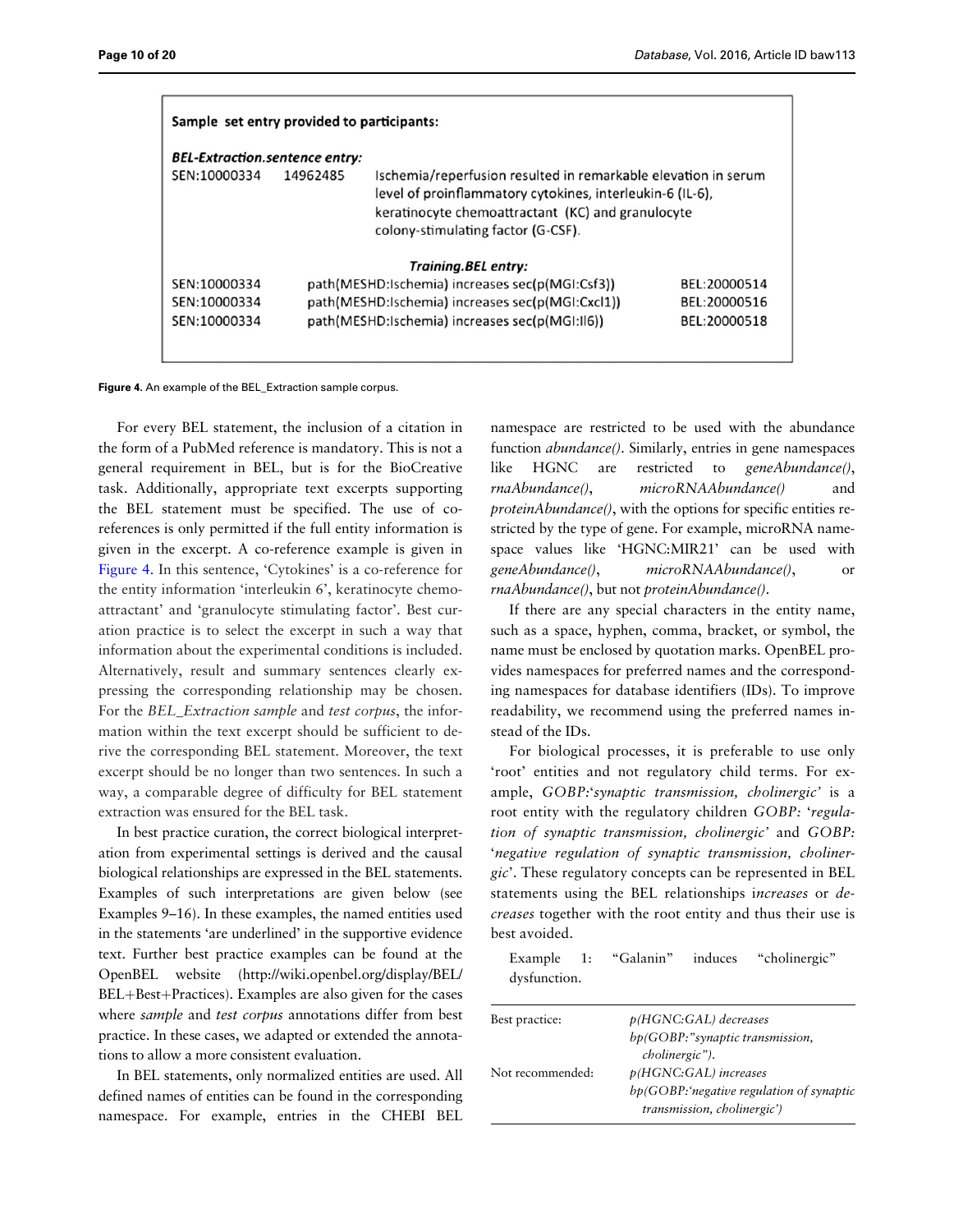**Sample set entry provided to participants:**

***BEL-Extraction.sentence entry:***

| | | |
|---|---|---|
| SEN:10000334 | 14962485 | Ischemia/reperfusion resulted in remarkable elevation in serum level of proinflammatory cytokines, interleukin-6 (IL-6), keratinocyte chemoattractant (KC) and granulocyte colony-stimulating factor (G-CSF). |

***Training.BEL entry:***

| | | |
|---|---|---|
| SEN:10000334 | path(MESHD:Ischemia) increases sec(p(MGI:Csf3)) | BEL:20000514 |
| SEN:10000334 | path(MESHD:Ischemia) increases sec(p(MGI:Cxcl1)) | BEL:20000516 |
| SEN:10000334 | path(MESHD:Ischemia) increases sec(p(MGI:Il6)) | BEL:20000518 |

**Figure 4.** An example of the BEL_Extraction sample corpus.

For every BEL statement, the inclusion of a citation in the form of a PubMed reference is mandatory. This is not a general requirement in BEL, but is for the BioCreative task. Additionally, appropriate text excerpts supporting the BEL statement must be specified. The use of co-references is only permitted if the full entity information is given in the excerpt. A co-reference example is given in Figure 4. In this sentence, 'Cytokines' is a co-reference for the entity information 'interleukin 6', keratinocyte chemoattractant' and 'granulocyte stimulating factor'. Best curation practice is to select the excerpt in such a way that information about the experimental conditions is included. Alternatively, result and summary sentences clearly expressing the corresponding relationship may be chosen. For the *BEL_Extraction sample* and *test corpus*, the information within the text excerpt should be sufficient to derive the corresponding BEL statement. Moreover, the text excerpt should be no longer than two sentences. In such a way, a comparable degree of difficulty for BEL statement extraction was ensured for the BEL task.

In best practice curation, the correct biological interpretation from experimental settings is derived and the causal biological relationships are expressed in the BEL statements. Examples of such interpretations are given below (see Examples 9–16). In these examples, the named entities used in the statements 'are underlined' in the supportive evidence text. Further best practice examples can be found at the OpenBEL website (http://wiki.openbel.org/display/BEL/BEL+Best+Practices). Examples are also given for the cases where *sample* and *test corpus* annotations differ from best practice. In these cases, we adapted or extended the annotations to allow a more consistent evaluation.

In BEL statements, only normalized entities are used. All defined names of entities can be found in the corresponding namespace. For example, entries in the CHEBI BEL namespace are restricted to be used with the abundance function *abundance()*. Similarly, entries in gene namespaces like HGNC are restricted to *geneAbundance()*, *rnaAbundance()*, *microRNAAbundance()* and *proteinAbundance()*, with the options for specific entities restricted by the type of gene. For example, microRNA namespace values like 'HGNC:MIR21' can be used with *geneAbundance()*, *microRNAAbundance()*, or *rnaAbundance()*, but not *proteinAbundance()*.

If there are any special characters in the entity name, such as a space, hyphen, comma, bracket, or symbol, the name must be enclosed by quotation marks. OpenBEL provides namespaces for preferred names and the corresponding namespaces for database identifiers (IDs). To improve readability, we recommend using the preferred names instead of the IDs.

For biological processes, it is preferable to use only 'root' entities and not regulatory child terms. For example, *GOBP:'synaptic transmission, cholinergic'* is a root entity with the regulatory children *GOBP: 'regulation of synaptic transmission, cholinergic'* and *GOBP: 'negative regulation of synaptic transmission, cholinergic'*. These regulatory concepts can be represented in BEL statements using the BEL relationships *increases* or *decreases* together with the root entity and thus their use is best avoided.

Example 1: "Galanin" induces "cholinergic" dysfunction.

| | |
|---|---|
| Best practice: | *p(HGNC:GAL) decreases bp(GOBP:"synaptic transmission, cholinergic").* |
| Not recommended: | *p(HGNC:GAL) increases bp(GOBP:'negative regulation of synaptic transmission, cholinergic')* |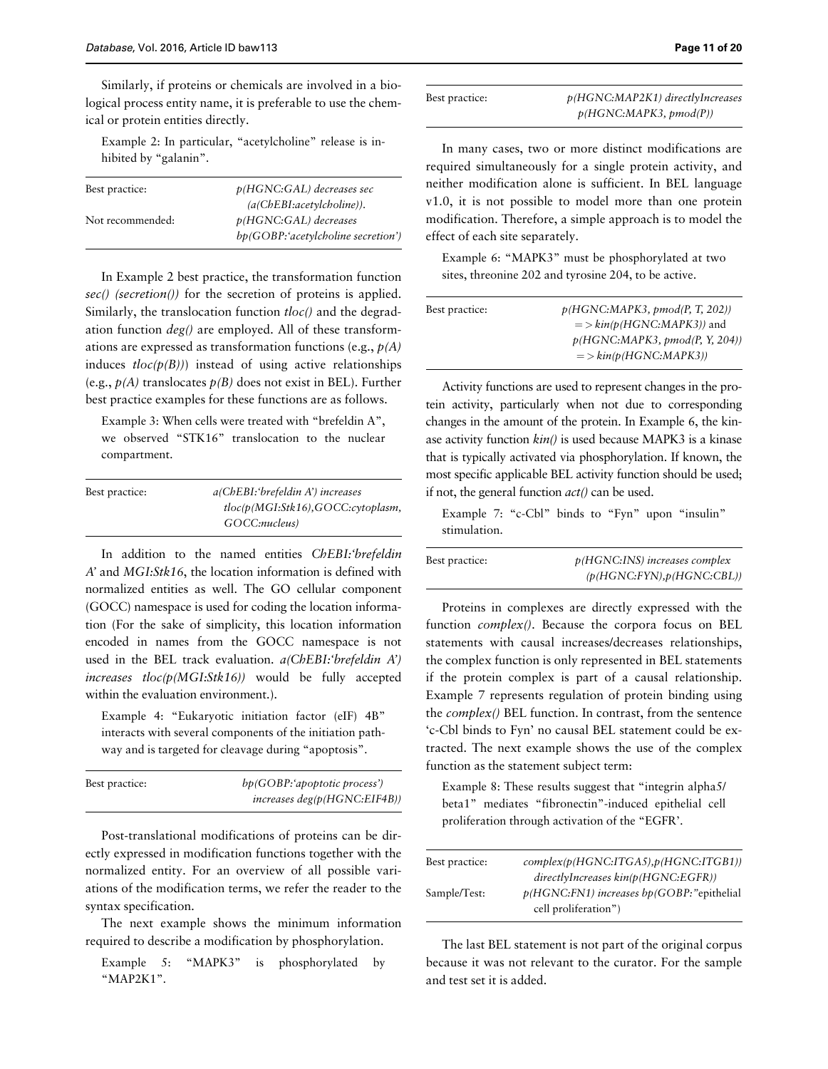Similarly, if proteins or chemicals are involved in a biological process entity name, it is preferable to use the chemical or protein entities directly.

Example 2: In particular, "acetylcholine" release is inhibited by "galanin".

| | |
|---|---|
| Best practice: | *p(HGNC:GAL) decreases sec (a(ChEBI:acetylcholine)).* |
| Not recommended: | *p(HGNC:GAL) decreases bp(GOBP:'acetylcholine secretion')* |

In Example 2 best practice, the transformation function *sec() (secretion())* for the secretion of proteins is applied. Similarly, the translocation function *tloc()* and the degradation function *deg()* are employed. All of these transformations are expressed as transformation functions (e.g., *p(A)* induces *tloc(p(B))*) instead of using active relationships (e.g., *p(A)* translocates *p(B)* does not exist in BEL). Further best practice examples for these functions are as follows.

Example 3: When cells were treated with "brefeldin A", we observed "STK16" translocation to the nuclear compartment.

| | |
|---|---|
| Best practice: | *a(ChEBI:'brefeldin A') increases tloc(p(MGI:Stk16),GOCC:cytoplasm, GOCC:nucleus)* |

In addition to the named entities *ChEBI:'brefeldin A'* and *MGI:Stk16*, the location information is defined with normalized entities as well. The GO cellular component (GOCC) namespace is used for coding the location information (For the sake of simplicity, this location information encoded in names from the GOCC namespace is not used in the BEL track evaluation. *a(ChEBI:'brefeldin A') increases tloc(p(MGI:Stk16))* would be fully accepted within the evaluation environment.).

Example 4: "Eukaryotic initiation factor (eIF) 4B" interacts with several components of the initiation pathway and is targeted for cleavage during "apoptosis".

| | |
|---|---|
| Best practice: | *bp(GOBP:'apoptotic process') increases deg(p(HGNC:EIF4B))* |

Post-translational modifications of proteins can be directly expressed in modification functions together with the normalized entity. For an overview of all possible variations of the modification terms, we refer the reader to the syntax specification.

The next example shows the minimum information required to describe a modification by phosphorylation.

Example 5: "MAPK3" is phosphorylated by "MAP2K1".

| | |
|---|---|
| Best practice: | *p(HGNC:MAP2K1) directlyIncreases p(HGNC:MAPK3, pmod(P))* |

In many cases, two or more distinct modifications are required simultaneously for a single protein activity, and neither modification alone is sufficient. In BEL language v1.0, it is not possible to model more than one protein modification. Therefore, a simple approach is to model the effect of each site separately.

Example 6: "MAPK3" must be phosphorylated at two sites, threonine 202 and tyrosine 204, to be active.

| | |
|---|---|
| Best practice: | *p(HGNC:MAPK3, pmod(P, T, 202)) => kin(p(HGNC:MAPK3))* and *p(HGNC:MAPK3, pmod(P, Y, 204)) => kin(p(HGNC:MAPK3))* |

Activity functions are used to represent changes in the protein activity, particularly when not due to corresponding changes in the amount of the protein. In Example 6, the kinase activity function *kin()* is used because MAPK3 is a kinase that is typically activated via phosphorylation. If known, the most specific applicable BEL activity function should be used; if not, the general function *act()* can be used.

Example 7: "c-Cbl" binds to "Fyn" upon "insulin" stimulation.

| | |
|---|---|
| Best practice: | *p(HGNC:INS) increases complex (p(HGNC:FYN),p(HGNC:CBL))* |

Proteins in complexes are directly expressed with the function *complex()*. Because the corpora focus on BEL statements with causal increases/decreases relationships, the complex function is only represented in BEL statements if the protein complex is part of a causal relationship. Example 7 represents regulation of protein binding using the *complex()* BEL function. In contrast, from the sentence 'c-Cbl binds to Fyn' no causal BEL statement could be extracted. The next example shows the use of the complex function as the statement subject term:

Example 8: These results suggest that "integrin alpha5/beta1" mediates "fibronectin"-induced epithelial cell proliferation through activation of the "EGFR'.

| | |
|---|---|
| Best practice: | *complex(p(HGNC:ITGA5),p(HGNC:ITGB1)) directlyIncreases kin(p(HGNC:EGFR))* |
| Sample/Test: | *p(HGNC:FN1) increases bp(GOBP:"*epithelial cell proliferation") |

The last BEL statement is not part of the original corpus because it was not relevant to the curator. For the sample and test set it is added.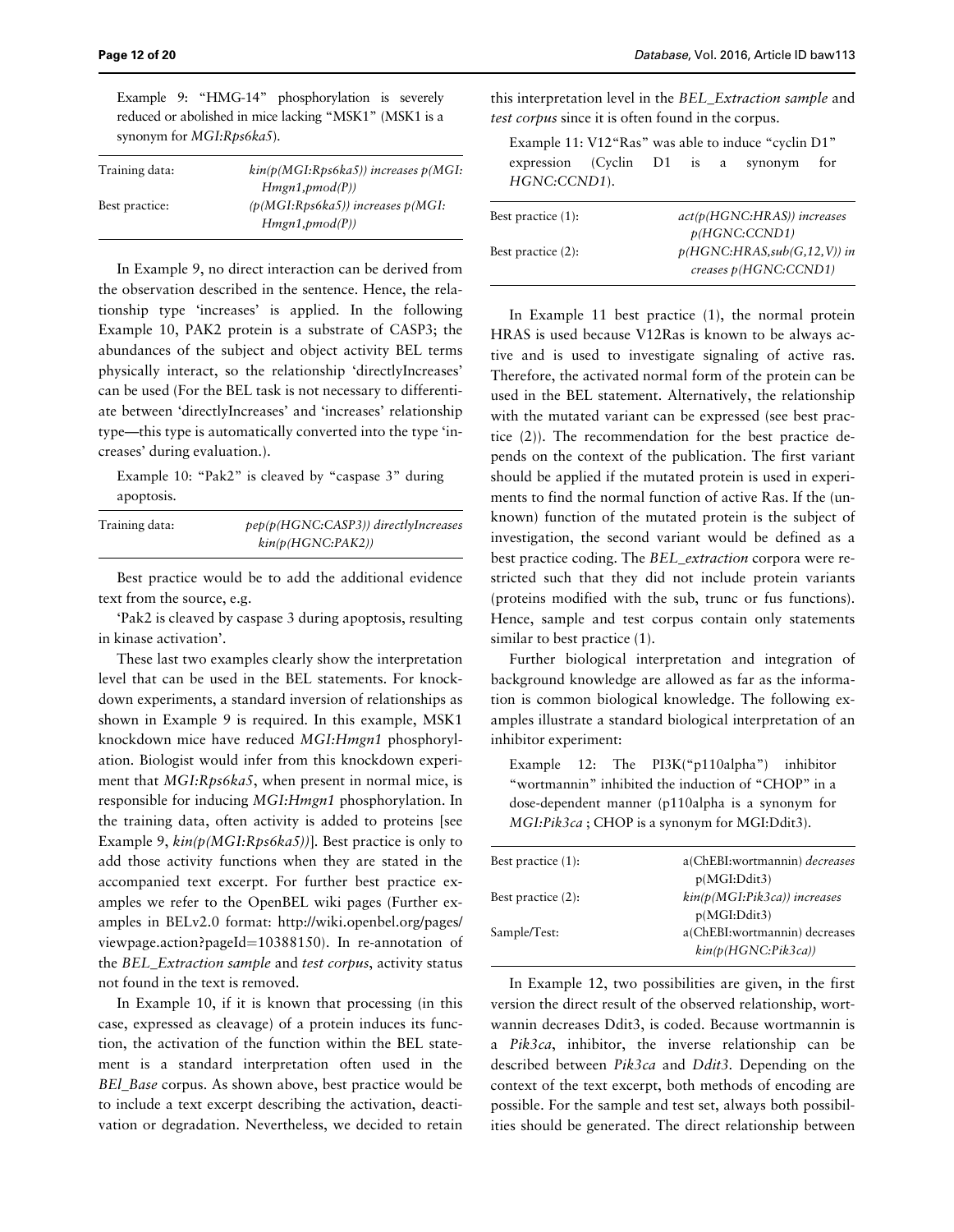Example 9: "HMG-14" phosphorylation is severely reduced or abolished in mice lacking "MSK1" (MSK1 is a synonym for *MGI:Rps6ka5*).

| | |
|---|---|
| Training data: | *kin(p(MGI:Rps6ka5)) increases p(MGI:Hmgn1,pmod(P))* |
| Best practice: | *(p(MGI:Rps6ka5)) increases p(MGI:Hmgn1,pmod(P))* |

In Example 9, no direct interaction can be derived from the observation described in the sentence. Hence, the relationship type 'increases' is applied. In the following Example 10, PAK2 protein is a substrate of CASP3; the abundances of the subject and object activity BEL terms physically interact, so the relationship 'directlyIncreases' can be used (For the BEL task is not necessary to differentiate between 'directlyIncreases' and 'increases' relationship type—this type is automatically converted into the type 'increases' during evaluation.).

Example 10: "Pak2" is cleaved by "caspase 3" during apoptosis.

| | |
|---|---|
| Training data: | *pep(p(HGNC:CASP3)) directlyIncreases kin(p(HGNC:PAK2))* |

Best practice would be to add the additional evidence text from the source, e.g.

'Pak2 is cleaved by caspase 3 during apoptosis, resulting in kinase activation'.

These last two examples clearly show the interpretation level that can be used in the BEL statements. For knockdown experiments, a standard inversion of relationships as shown in Example 9 is required. In this example, MSK1 knockdown mice have reduced *MGI:Hmgn1* phosphorylation. Biologist would infer from this knockdown experiment that *MGI:Rps6ka5*, when present in normal mice, is responsible for inducing *MGI:Hmgn1* phosphorylation. In the training data, often activity is added to proteins [see Example 9, *kin(p(MGI:Rps6ka5))*]. Best practice is only to add those activity functions when they are stated in the accompanied text excerpt. For further best practice examples we refer to the OpenBEL wiki pages (Further examples in BELv2.0 format: http://wiki.openbel.org/pages/viewpage.action?pageId=10388150). In re-annotation of the *BEL_Extraction sample* and *test corpus*, activity status not found in the text is removed.

In Example 10, if it is known that processing (in this case, expressed as cleavage) of a protein induces its function, the activation of the function within the BEL statement is a standard interpretation often used in the *BEl_Base* corpus. As shown above, best practice would be to include a text excerpt describing the activation, deactivation or degradation. Nevertheless, we decided to retain this interpretation level in the *BEL_Extraction sample* and *test corpus* since it is often found in the corpus.

Example 11: V12"Ras" was able to induce "cyclin D1" expression (Cyclin D1 is a synonym for *HGNC:CCND1*).

| | |
|---|---|
| Best practice (1): | *act(p(HGNC:HRAS)) increases p(HGNC:CCND1)* |
| Best practice (2): | *p(HGNC:HRAS,sub(G,12,V)) increases p(HGNC:CCND1)* |

In Example 11 best practice (1), the normal protein HRAS is used because V12Ras is known to be always active and is used to investigate signaling of active ras. Therefore, the activated normal form of the protein can be used in the BEL statement. Alternatively, the relationship with the mutated variant can be expressed (see best practice (2)). The recommendation for the best practice depends on the context of the publication. The first variant should be applied if the mutated protein is used in experiments to find the normal function of active Ras. If the (unknown) function of the mutated protein is the subject of investigation, the second variant would be defined as a best practice coding. The *BEL_extraction* corpora were restricted such that they did not include protein variants (proteins modified with the sub, trunc or fus functions). Hence, sample and test corpus contain only statements similar to best practice (1).

Further biological interpretation and integration of background knowledge are allowed as far as the information is common biological knowledge. The following examples illustrate a standard biological interpretation of an inhibitor experiment:

Example 12: The PI3K("p110alpha") inhibitor "wortmannin" inhibited the induction of "CHOP" in a dose-dependent manner (p110alpha is a synonym for *MGI:Pik3ca* ; CHOP is a synonym for MGI:Ddit3).

| | |
|---|---|
| Best practice (1): | a(ChEBI:wortmannin) *decreases* p(MGI:Ddit3) |
| Best practice (2): | *kin(p(MGI:Pik3ca)) increases* p(MGI:Ddit3) |
| Sample/Test: | a(ChEBI:wortmannin) decreases *kin(p(HGNC:Pik3ca))* |

In Example 12, two possibilities are given, in the first version the direct result of the observed relationship, wortwannin decreases Ddit3, is coded. Because wortmannin is a *Pik3ca*, inhibitor, the inverse relationship can be described between *Pik3ca* and *Ddit3*. Depending on the context of the text excerpt, both methods of encoding are possible. For the sample and test set, always both possibilities should be generated. The direct relationship between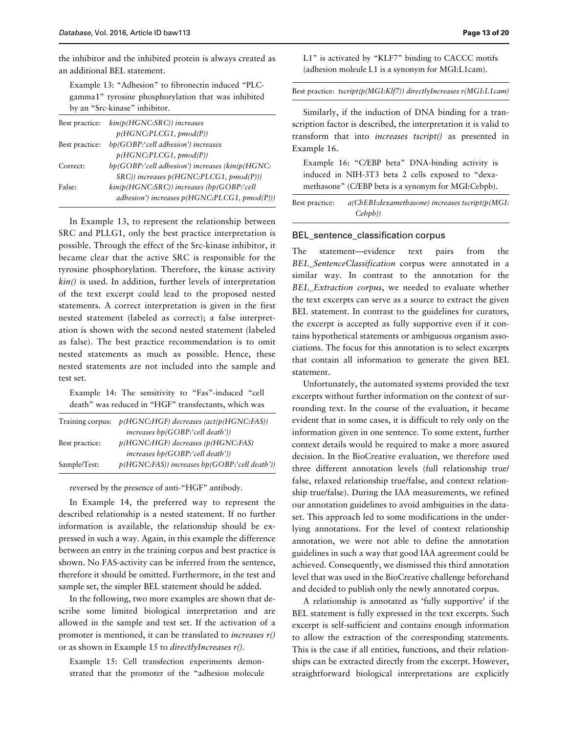the inhibitor and the inhibited protein is always created as an additional BEL statement.

Example 13: "Adhesion" to fibronectin induced "PLC-gamma1" tyrosine phosphorylation that was inhibited by an "Src-kinase" inhibitor.

| | |
|---|---|
| Best practice: | *kin(p(HGNC:SRC)) increases p(HGNC:PLCG1, pmod(P))* |
| Best practice: | *bp(GOBP:'cell adhesion') increases p(HGNC:PLCG1, pmod(P))* |
| Correct: | *bp(GOBP:'cell adhesion') increases (kin(p(HGNC:SRC)) increases p(HGNC:PLCG1, pmod(P)))* |
| False: | *kin(p(HGNC:SRC)) increases (bp(GOBP:'cell adhesion') increases p(HGNC:PLCG1, pmod(P)))* |

In Example 13, to represent the relationship between SRC and PLLG1, only the best practice interpretation is possible. Through the effect of the Src-kinase inhibitor, it became clear that the active SRC is responsible for the tyrosine phosphorylation. Therefore, the kinase activity *kin()* is used. In addition, further levels of interpretation of the text excerpt could lead to the proposed nested statements. A correct interpretation is given in the first nested statement (labeled as correct); a false interpretation is shown with the second nested statement (labeled as false). The best practice recommendation is to omit nested statements as much as possible. Hence, these nested statements are not included into the sample and test set.

Example 14: The sensitivity to "Fas"-induced "cell death" was reduced in "HGF" transfectants, which was reversed by the presence of anti-"HGF" antibody.

| | |
|---|---|
| Training corpus: | *p(HGNC:HGF) decreases (act(p(HGNC:FAS)) increases bp(GOBP:'cell death'))* |
| Best practice: | *p(HGNC:HGF) decreases (p(HGNC:FAS) increases bp(GOBP:'cell death'))* |
| Sample/Test: | *p(HGNC:FAS)) increases bp(GOBP:'cell death'))* |

In Example 14, the preferred way to represent the described relationship is a nested statement. If no further information is available, the relationship should be expressed in such a way. Again, in this example the difference between an entry in the training corpus and best practice is shown. No FAS-activity can be inferred from the sentence, therefore it should be omitted. Furthermore, in the test and sample set, the simpler BEL statement should be added.

In the following, two more examples are shown that describe some limited biological interpretation and are allowed in the sample and test set. If the activation of a promoter is mentioned, it can be translated to *increases r()* or as shown in Example 15 to *directlyIncreases r()*.

Example 15: Cell transfection experiments demonstrated that the promoter of the "adhesion molecule L1" is activated by "KLF7" binding to CACCC motifs (adhesion moleule L1 is a synonym for MGI:L1cam).

Best practice: *tscript(p(MGI:Klf7)) directlyIncreases r(MGI:L1cam)*

Similarly, if the induction of DNA binding for a transcription factor is described, the interpretation it is valid to transform that into *increases tscript()* as presented in Example 16.

Example 16: "C/EBP beta" DNA-binding activity is induced in NIH-3T3 beta 2 cells exposed to "dexamethasone" (C/EBP beta is a synonym for MGI:Cebpb).

Best practice: *a(ChEBI:dexamethasone) increases tscript(p(MGI:Cebpb))*

## BEL_sentence_classification corpus

The statement—evidence text pairs from the *BEL_SentenceClassification* corpus were annotated in a similar way. In contrast to the annotation for the *BEL_Extraction corpus*, we needed to evaluate whether the text excerpts can serve as a source to extract the given BEL statement. In contrast to the guidelines for curators, the excerpt is accepted as fully supportive even if it contains hypothetical statements or ambiguous organism associations. The focus for this annotation is to select excerpts that contain all information to generate the given BEL statement.

Unfortunately, the automated systems provided the text excerpts without further information on the context of surrounding text. In the course of the evaluation, it became evident that in some cases, it is difficult to rely only on the information given in one sentence. To some extent, further context details would be required to make a more assured decision. In the BioCreative evaluation, we therefore used three different annotation levels (full relationship true/false, relaxed relationship true/false, and context relationship true/false). During the IAA measurements, we refined our annotation guidelines to avoid ambiguities in the dataset. This approach led to some modifications in the underlying annotations. For the level of context relationship annotation, we were not able to define the annotation guidelines in such a way that good IAA agreement could be achieved. Consequently, we dismissed this third annotation level that was used in the BioCreative challenge beforehand and decided to publish only the newly annotated corpus.

A relationship is annotated as 'fully supportive' if the BEL statement is fully expressed in the text excerpts. Such excerpt is self-sufficient and contains enough information to allow the extraction of the corresponding statements. This is the case if all entities, functions, and their relationships can be extracted directly from the excerpt. However, straightforward biological interpretations are explicitly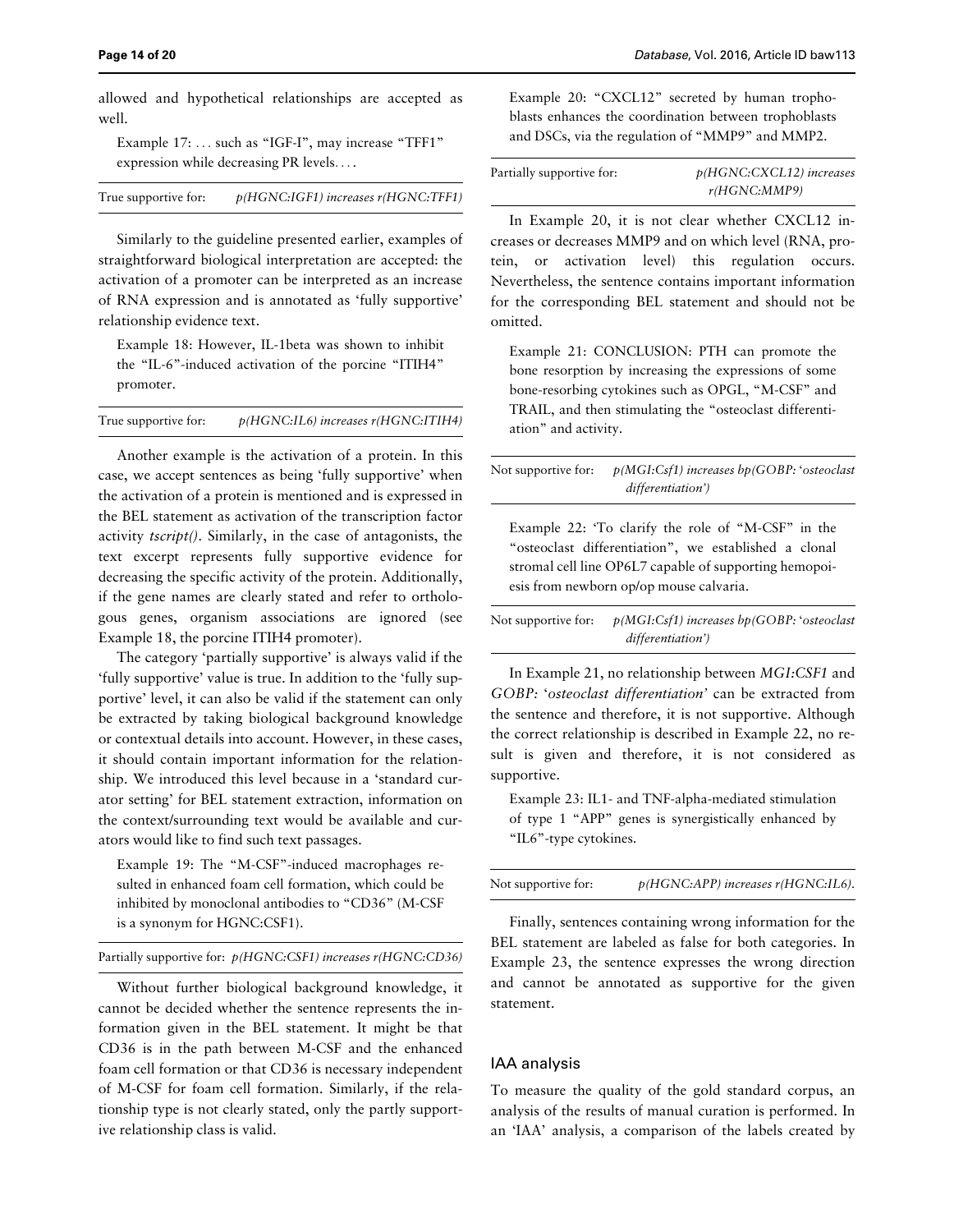allowed and hypothetical relationships are accepted as well.

> Example 17: ... such as "IGF-I", may increase "TFF1" expression while decreasing PR levels....

| True supportive for: | *p(HGNC:IGF1) increases r(HGNC:TFF1)* |
|---|---|

Similarly to the guideline presented earlier, examples of straightforward biological interpretation are accepted: the activation of a promoter can be interpreted as an increase of RNA expression and is annotated as 'fully supportive' relationship evidence text.

> Example 18: However, IL-1beta was shown to inhibit the "IL-6"-induced activation of the porcine "ITIH4" promoter.

| True supportive for: | *p(HGNC:IL6) increases r(HGNC:ITIH4)* |
|---|---|

Another example is the activation of a protein. In this case, we accept sentences as being 'fully supportive' when the activation of a protein is mentioned and is expressed in the BEL statement as activation of the transcription factor activity *tscript()*. Similarly, in the case of antagonists, the text excerpt represents fully supportive evidence for decreasing the specific activity of the protein. Additionally, if the gene names are clearly stated and refer to orthologous genes, organism associations are ignored (see Example 18, the porcine ITIH4 promoter).

The category 'partially supportive' is always valid if the 'fully supportive' value is true. In addition to the 'fully supportive' level, it can also be valid if the statement can only be extracted by taking biological background knowledge or contextual details into account. However, in these cases, it should contain important information for the relationship. We introduced this level because in a 'standard curator setting' for BEL statement extraction, information on the context/surrounding text would be available and curators would like to find such text passages.

> Example 19: The "M-CSF"-induced macrophages resulted in enhanced foam cell formation, which could be inhibited by monoclonal antibodies to "CD36" (M-CSF is a synonym for HGNC:CSF1).

| Partially supportive for: | *p(HGNC:CSF1) increases r(HGNC:CD36)* |
|---|---|

Without further biological background knowledge, it cannot be decided whether the sentence represents the information given in the BEL statement. It might be that CD36 is in the path between M-CSF and the enhanced foam cell formation or that CD36 is necessary independent of M-CSF for foam cell formation. Similarly, if the relationship type is not clearly stated, only the partly supportive relationship class is valid.

> Example 20: "CXCL12" secreted by human trophoblasts enhances the coordination between trophoblasts and DSCs, via the regulation of "MMP9" and MMP2.

| Partially supportive for: | *p(HGNC:CXCL12) increases r(HGNC:MMP9)* |
|---|---|

In Example 20, it is not clear whether CXCL12 increases or decreases MMP9 and on which level (RNA, protein, or activation level) this regulation occurs. Nevertheless, the sentence contains important information for the corresponding BEL statement and should not be omitted.

> Example 21: CONCLUSION: PTH can promote the bone resorption by increasing the expressions of some bone-resorbing cytokines such as OPGL, "M-CSF" and TRAIL, and then stimulating the "osteoclast differentiation" and activity.

| Not supportive for: | *p(MGI:Csf1) increases bp(GOBP:'osteoclast differentiation')* |
|---|---|

> Example 22: 'To clarify the role of "M-CSF" in the "osteoclast differentiation", we established a clonal stromal cell line OP6L7 capable of supporting hemopoiesis from newborn op/op mouse calvaria.

| Not supportive for: | *p(MGI:Csf1) increases bp(GOBP:'osteoclast differentiation')* |
|---|---|

In Example 21, no relationship between *MGI:CSF1* and *GOBP: 'osteoclast differentiation'* can be extracted from the sentence and therefore, it is not supportive. Although the correct relationship is described in Example 22, no result is given and therefore, it is not considered as supportive.

> Example 23: IL1- and TNF-alpha-mediated stimulation of type 1 "APP" genes is synergistically enhanced by "IL6"-type cytokines.

| Not supportive for: | *p(HGNC:APP) increases r(HGNC:IL6).* |
|---|---|

Finally, sentences containing wrong information for the BEL statement are labeled as false for both categories. In Example 23, the sentence expresses the wrong direction and cannot be annotated as supportive for the given statement.

## IAA analysis

To measure the quality of the gold standard corpus, an analysis of the results of manual curation is performed. In an 'IAA' analysis, a comparison of the labels created by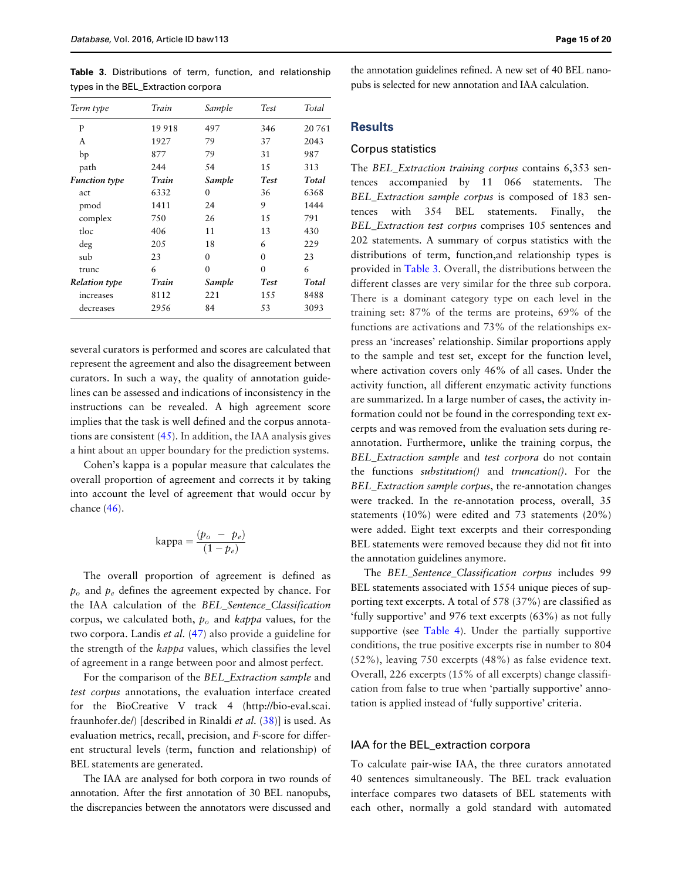**Table 3.** Distributions of term, function, and relationship types in the BEL_Extraction corpora

| *Term type* | *Train* | *Sample* | *Test* | *Total* |
|---|---|---|---|---|
| P | 19 918 | 497 | 346 | 20 761 |
| A | 1927 | 79 | 37 | 2043 |
| bp | 877 | 79 | 31 | 987 |
| path | 244 | 54 | 15 | 313 |
| ***Function type*** | ***Train*** | ***Sample*** | ***Test*** | ***Total*** |
| act | 6332 | 0 | 36 | 6368 |
| pmod | 1411 | 24 | 9 | 1444 |
| complex | 750 | 26 | 15 | 791 |
| tloc | 406 | 11 | 13 | 430 |
| deg | 205 | 18 | 6 | 229 |
| sub | 23 | 0 | 0 | 23 |
| trunc | 6 | 0 | 0 | 6 |
| ***Relation type*** | ***Train*** | ***Sample*** | ***Test*** | ***Total*** |
| increases | 8112 | 221 | 155 | 8488 |
| decreases | 2956 | 84 | 53 | 3093 |

several curators is performed and scores are calculated that represent the agreement and also the disagreement between curators. In such a way, the quality of annotation guidelines can be assessed and indications of inconsistency in the instructions can be revealed. A high agreement score implies that the task is well defined and the corpus annotations are consistent (45). In addition, the IAA analysis gives a hint about an upper boundary for the prediction systems.

Cohen's kappa is a popular measure that calculates the overall proportion of agreement and corrects it by taking into account the level of agreement that would occur by chance (46).

$$\text{kappa} = \frac{(p_o \; - \; p_e)}{(1 - p_e)}$$

The overall proportion of agreement is defined as $p_o$ and $p_e$ defines the agreement expected by chance. For the IAA calculation of the *BEL_Sentence_Classification* corpus, we calculated both, $p_o$ and *kappa* values, for the two corpora. Landis *et al.* (47) also provide a guideline for the strength of the *kappa* values, which classifies the level of agreement in a range between poor and almost perfect.

For the comparison of the *BEL_Extraction sample* and *test corpus* annotations, the evaluation interface created for the BioCreative V track 4 (http://bio-eval.scai.fraunhofer.de/) [described in Rinaldi *et al.* (38)] is used. As evaluation metrics, recall, precision, and *F*-score for different structural levels (term, function and relationship) of BEL statements are generated.

The IAA are analysed for both corpora in two rounds of annotation. After the first annotation of 30 BEL nanopubs, the discrepancies between the annotators were discussed and the annotation guidelines refined. A new set of 40 BEL nanopubs is selected for new annotation and IAA calculation.

## Results

### Corpus statistics

The *BEL_Extraction training corpus* contains 6,353 sentences accompanied by 11 066 statements. The *BEL_Extraction sample corpus* is composed of 183 sentences with 354 BEL statements. Finally, the *BEL_Extraction test corpus* comprises 105 sentences and 202 statements. A summary of corpus statistics with the distributions of term, function,and relationship types is provided in Table 3. Overall, the distributions between the different classes are very similar for the three sub corpora. There is a dominant category type on each level in the training set: 87% of the terms are proteins, 69% of the functions are activations and 73% of the relationships express an 'increases' relationship. Similar proportions apply to the sample and test set, except for the function level, where activation covers only 46% of all cases. Under the activity function, all different enzymatic activity functions are summarized. In a large number of cases, the activity information could not be found in the corresponding text excerpts and was removed from the evaluation sets during re-annotation. Furthermore, unlike the training corpus, the *BEL_Extraction sample* and *test corpora* do not contain the functions *substitution()* and *truncation()*. For the *BEL_Extraction sample corpus*, the re-annotation changes were tracked. In the re-annotation process, overall, 35 statements (10%) were edited and 73 statements (20%) were added. Eight text excerpts and their corresponding BEL statements were removed because they did not fit into the annotation guidelines anymore.

The *BEL_Sentence_Classification corpus* includes 99 BEL statements associated with 1554 unique pieces of supporting text excerpts. A total of 578 (37%) are classified as 'fully supportive' and 976 text excerpts (63%) as not fully supportive (see Table 4). Under the partially supportive conditions, the true positive excerpts rise in number to 804 (52%), leaving 750 excerpts (48%) as false evidence text. Overall, 226 excerpts (15% of all excerpts) change classification from false to true when 'partially supportive' annotation is applied instead of 'fully supportive' criteria.

### IAA for the BEL_extraction corpora

To calculate pair-wise IAA, the three curators annotated 40 sentences simultaneously. The BEL track evaluation interface compares two datasets of BEL statements with each other, normally a gold standard with automated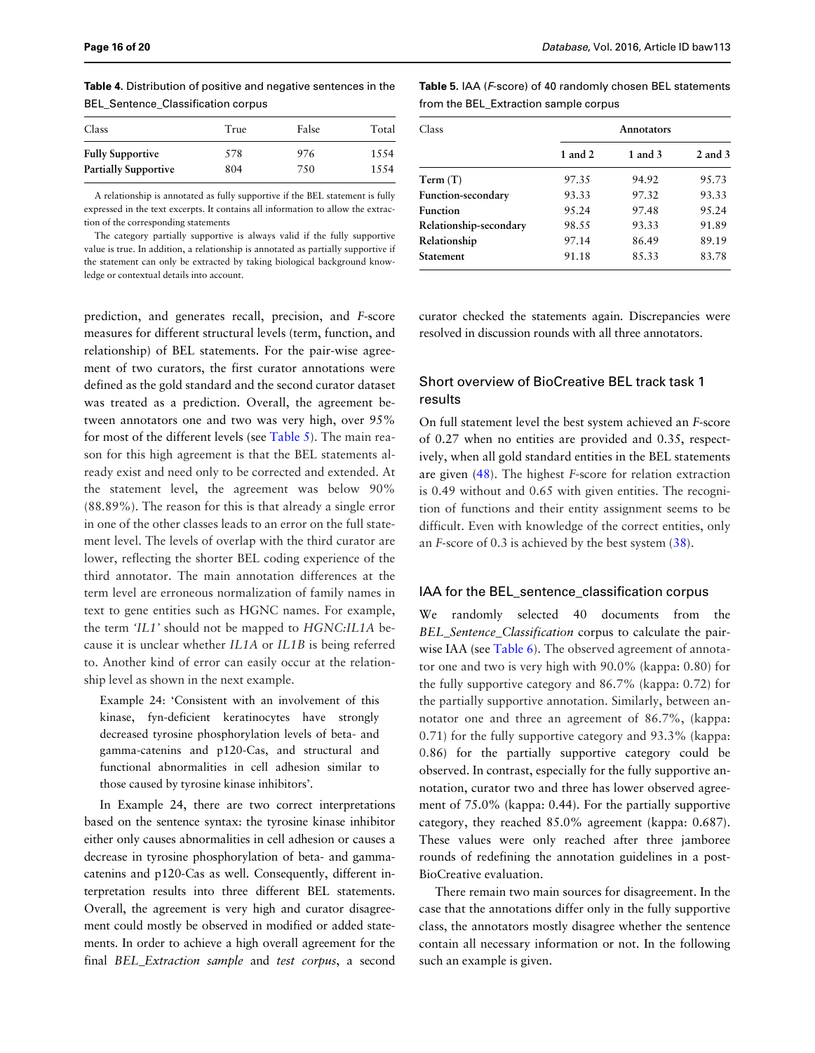**Table 4.** Distribution of positive and negative sentences in the BEL_Sentence_Classification corpus

| Class | True | False | Total |
|---|---|---|---|
| **Fully Supportive** | 578 | 976 | 1554 |
| **Partially Supportive** | 804 | 750 | 1554 |

A relationship is annotated as fully supportive if the BEL statement is fully expressed in the text excerpts. It contains all information to allow the extraction of the corresponding statements

The category partially supportive is always valid if the fully supportive value is true. In addition, a relationship is annotated as partially supportive if the statement can only be extracted by taking biological background knowledge or contextual details into account.

**Table 5.** IAA (*F*-score) of 40 randomly chosen BEL statements from the BEL_Extraction sample corpus

| Class | Annotators | | |
|---|---|---|---|
| | 1 and 2 | 1 and 3 | 2 and 3 |
| **Term (T)** | 97.35 | 94.92 | 95.73 |
| **Function-secondary** | 93.33 | 97.32 | 93.33 |
| **Function** | 95.24 | 97.48 | 95.24 |
| **Relationship-secondary** | 98.55 | 93.33 | 91.89 |
| **Relationship** | 97.14 | 86.49 | 89.19 |
| **Statement** | 91.18 | 85.33 | 83.78 |

prediction, and generates recall, precision, and *F*-score measures for different structural levels (term, function, and relationship) of BEL statements. For the pair-wise agreement of two curators, the first curator annotations were defined as the gold standard and the second curator dataset was treated as a prediction. Overall, the agreement between annotators one and two was very high, over 95% for most of the different levels (see Table 5). The main reason for this high agreement is that the BEL statements already exist and need only to be corrected and extended. At the statement level, the agreement was below 90% (88.89%). The reason for this is that already a single error in one of the other classes leads to an error on the full statement level. The levels of overlap with the third curator are lower, reflecting the shorter BEL coding experience of the third annotator. The main annotation differences at the term level are erroneous normalization of family names in text to gene entities such as HGNC names. For example, the term *'IL1'* should not be mapped to *HGNC:IL1A* because it is unclear whether *IL1A* or *IL1B* is being referred to. Another kind of error can easily occur at the relationship level as shown in the next example.

> Example 24: 'Consistent with an involvement of this kinase, fyn-deficient keratinocytes have strongly decreased tyrosine phosphorylation levels of beta- and gamma-catenins and p120-Cas, and structural and functional abnormalities in cell adhesion similar to those caused by tyrosine kinase inhibitors'.

In Example 24, there are two correct interpretations based on the sentence syntax: the tyrosine kinase inhibitor either only causes abnormalities in cell adhesion or causes a decrease in tyrosine phosphorylation of beta- and gamma-catenins and p120-Cas as well. Consequently, different interpretation results into three different BEL statements. Overall, the agreement is very high and curator disagreement could mostly be observed in modified or added statements. In order to achieve a high overall agreement for the final *BEL_Extraction sample* and *test corpus*, a second curator checked the statements again. Discrepancies were resolved in discussion rounds with all three annotators.

## Short overview of BioCreative BEL track task 1 results

On full statement level the best system achieved an *F*-score of 0.27 when no entities are provided and 0.35, respectively, when all gold standard entities in the BEL statements are given (48). The highest *F*-score for relation extraction is 0.49 without and 0.65 with given entities. The recognition of functions and their entity assignment seems to be difficult. Even with knowledge of the correct entities, only an *F*-score of 0.3 is achieved by the best system (38).

## IAA for the BEL_sentence_classification corpus

We randomly selected 40 documents from the *BEL_Sentence_Classification* corpus to calculate the pairwise IAA (see Table 6). The observed agreement of annotator one and two is very high with 90.0% (kappa: 0.80) for the fully supportive category and 86.7% (kappa: 0.72) for the partially supportive annotation. Similarly, between annotator one and three an agreement of 86.7%, (kappa: 0.71) for the fully supportive category and 93.3% (kappa: 0.86) for the partially supportive category could be observed. In contrast, especially for the fully supportive annotation, curator two and three has lower observed agreement of 75.0% (kappa: 0.44). For the partially supportive category, they reached 85.0% agreement (kappa: 0.687). These values were only reached after three jamboree rounds of redefining the annotation guidelines in a post-BioCreative evaluation.

There remain two main sources for disagreement. In the case that the annotations differ only in the fully supportive class, the annotators mostly disagree whether the sentence contain all necessary information or not. In the following such an example is given.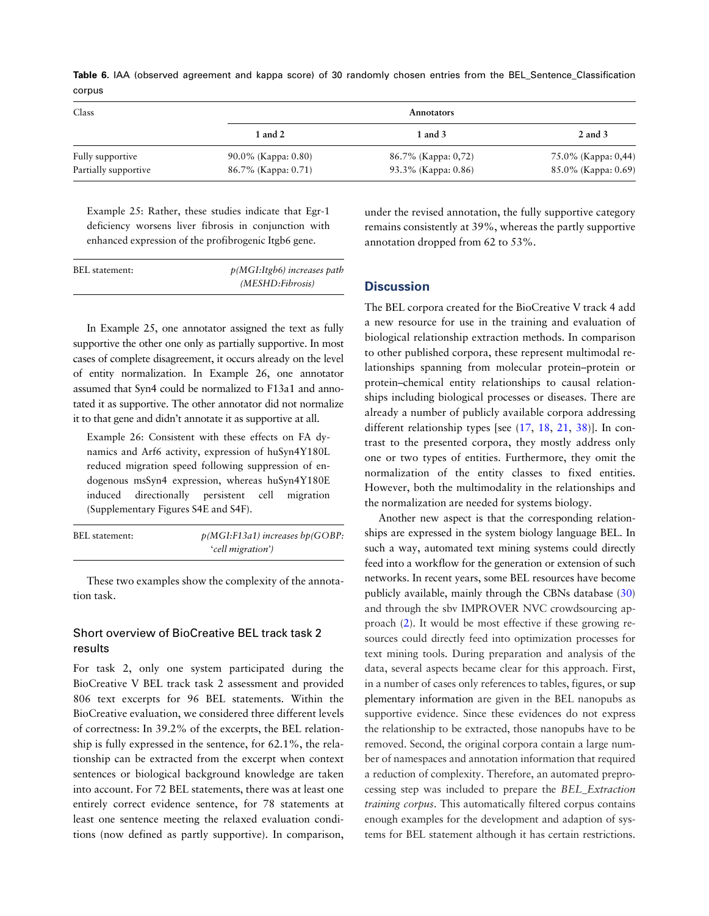**Table 6.** IAA (observed agreement and kappa score) of 30 randomly chosen entries from the BEL_Sentence_Classification corpus

| Class | Annotators | | |
|---|---|---|---|
| | 1 and 2 | 1 and 3 | 2 and 3 |
| Fully supportive | 90.0% (Kappa: 0.80) | 86.7% (Kappa: 0,72) | 75.0% (Kappa: 0,44) |
| Partially supportive | 86.7% (Kappa: 0.71) | 93.3% (Kappa: 0.86) | 85.0% (Kappa: 0.69) |

> Example 25: Rather, these studies indicate that Egr-1 deficiency worsens liver fibrosis in conjunction with enhanced expression of the profibrogenic Itgb6 gene.

| BEL statement: | *p(MGI:Itgb6) increases path (MESHD:Fibrosis)* |
|---|---|

In Example 25, one annotator assigned the text as fully supportive the other one only as partially supportive. In most cases of complete disagreement, it occurs already on the level of entity normalization. In Example 26, one annotator assumed that Syn4 could be normalized to F13a1 and annotated it as supportive. The other annotator did not normalize it to that gene and didn't annotate it as supportive at all.

> Example 26: Consistent with these effects on FA dynamics and Arf6 activity, expression of huSyn4Y180L reduced migration speed following suppression of endogenous msSyn4 expression, whereas huSyn4Y180E induced directionally persistent cell migration (Supplementary Figures S4E and S4F).

| BEL statement: | *p(MGI:F13a1) increases bp(GOBP: 'cell migration')* |
|---|---|

These two examples show the complexity of the annotation task.

### Short overview of BioCreative BEL track task 2 results

For task 2, only one system participated during the BioCreative V BEL track task 2 assessment and provided 806 text excerpts for 96 BEL statements. Within the BioCreative evaluation, we considered three different levels of correctness: In 39.2% of the excerpts, the BEL relationship is fully expressed in the sentence, for 62.1%, the relationship can be extracted from the excerpt when context sentences or biological background knowledge are taken into account. For 72 BEL statements, there was at least one entirely correct evidence sentence, for 78 statements at least one sentence meeting the relaxed evaluation conditions (now defined as partly supportive). In comparison, under the revised annotation, the fully supportive category remains consistently at 39%, whereas the partly supportive annotation dropped from 62 to 53%.

## Discussion

The BEL corpora created for the BioCreative V track 4 add a new resource for use in the training and evaluation of biological relationship extraction methods. In comparison to other published corpora, these represent multimodal relationships spanning from molecular protein–protein or protein–chemical entity relationships to causal relationships including biological processes or diseases. There are already a number of publicly available corpora addressing different relationship types [see (17, 18, 21, 38)]. In contrast to the presented corpora, they mostly address only one or two types of entities. Furthermore, they omit the normalization of the entity classes to fixed entities. However, both the multimodality in the relationships and the normalization are needed for systems biology.

Another new aspect is that the corresponding relationships are expressed in the system biology language BEL. In such a way, automated text mining systems could directly feed into a workflow for the generation or extension of such networks. In recent years, some BEL resources have become publicly available, mainly through the CBNs database (30) and through the sbv IMPROVER NVC crowdsourcing approach (2). It would be most effective if these growing resources could directly feed into optimization processes for text mining tools. During preparation and analysis of the data, several aspects became clear for this approach. First, in a number of cases only references to tables, figures, or supplementary information are given in the BEL nanopubs as supportive evidence. Since these evidences do not express the relationship to be extracted, those nanopubs have to be removed. Second, the original corpora contain a large number of namespaces and annotation information that required a reduction of complexity. Therefore, an automated preprocessing step was included to prepare the *BEL_Extraction training corpus*. This automatically filtered corpus contains enough examples for the development and adaption of systems for BEL statement although it has certain restrictions.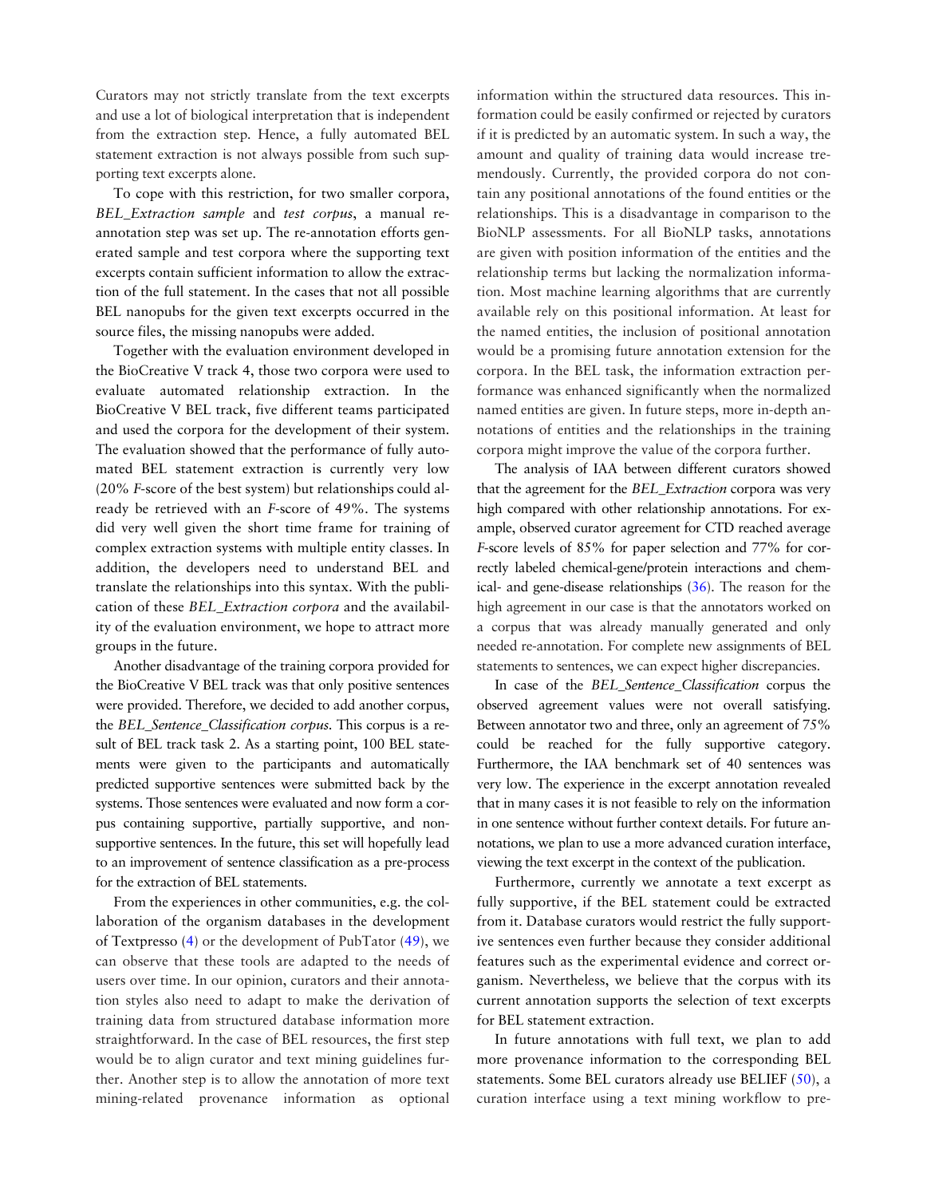Curators may not strictly translate from the text excerpts and use a lot of biological interpretation that is independent from the extraction step. Hence, a fully automated BEL statement extraction is not always possible from such supporting text excerpts alone.

To cope with this restriction, for two smaller corpora, *BEL_Extraction sample* and *test corpus*, a manual re-annotation step was set up. The re-annotation efforts generated sample and test corpora where the supporting text excerpts contain sufficient information to allow the extraction of the full statement. In the cases that not all possible BEL nanopubs for the given text excerpts occurred in the source files, the missing nanopubs were added.

Together with the evaluation environment developed in the BioCreative V track 4, those two corpora were used to evaluate automated relationship extraction. In the BioCreative V BEL track, five different teams participated and used the corpora for the development of their system. The evaluation showed that the performance of fully automated BEL statement extraction is currently very low (20% *F*-score of the best system) but relationships could already be retrieved with an *F*-score of 49%. The systems did very well given the short time frame for training of complex extraction systems with multiple entity classes. In addition, the developers need to understand BEL and translate the relationships into this syntax. With the publication of these *BEL_Extraction corpora* and the availability of the evaluation environment, we hope to attract more groups in the future.

Another disadvantage of the training corpora provided for the BioCreative V BEL track was that only positive sentences were provided. Therefore, we decided to add another corpus, the *BEL_Sentence_Classification corpus*. This corpus is a result of BEL track task 2. As a starting point, 100 BEL statements were given to the participants and automatically predicted supportive sentences were submitted back by the systems. Those sentences were evaluated and now form a corpus containing supportive, partially supportive, and non-supportive sentences. In the future, this set will hopefully lead to an improvement of sentence classification as a pre-process for the extraction of BEL statements.

From the experiences in other communities, e.g. the collaboration of the organism databases in the development of Textpresso (4) or the development of PubTator (49), we can observe that these tools are adapted to the needs of users over time. In our opinion, curators and their annotation styles also need to adapt to make the derivation of training data from structured database information more straightforward. In the case of BEL resources, the first step would be to align curator and text mining guidelines further. Another step is to allow the annotation of more text mining-related provenance information as optional information within the structured data resources. This information could be easily confirmed or rejected by curators if it is predicted by an automatic system. In such a way, the amount and quality of training data would increase tremendously. Currently, the provided corpora do not contain any positional annotations of the found entities or the relationships. This is a disadvantage in comparison to the BioNLP assessments. For all BioNLP tasks, annotations are given with position information of the entities and the relationship terms but lacking the normalization information. Most machine learning algorithms that are currently available rely on this positional information. At least for the named entities, the inclusion of positional annotation would be a promising future annotation extension for the corpora. In the BEL task, the information extraction performance was enhanced significantly when the normalized named entities are given. In future steps, more in-depth annotations of entities and the relationships in the training corpora might improve the value of the corpora further.

The analysis of IAA between different curators showed that the agreement for the *BEL_Extraction* corpora was very high compared with other relationship annotations. For example, observed curator agreement for CTD reached average *F*-score levels of 85% for paper selection and 77% for correctly labeled chemical-gene/protein interactions and chemical- and gene-disease relationships (36). The reason for the high agreement in our case is that the annotators worked on a corpus that was already manually generated and only needed re-annotation. For complete new assignments of BEL statements to sentences, we can expect higher discrepancies.

In case of the *BEL_Sentence_Classification* corpus the observed agreement values were not overall satisfying. Between annotator two and three, only an agreement of 75% could be reached for the fully supportive category. Furthermore, the IAA benchmark set of 40 sentences was very low. The experience in the excerpt annotation revealed that in many cases it is not feasible to rely on the information in one sentence without further context details. For future annotations, we plan to use a more advanced curation interface, viewing the text excerpt in the context of the publication.

Furthermore, currently we annotate a text excerpt as fully supportive, if the BEL statement could be extracted from it. Database curators would restrict the fully supportive sentences even further because they consider additional features such as the experimental evidence and correct organism. Nevertheless, we believe that the corpus with its current annotation supports the selection of text excerpts for BEL statement extraction.

In future annotations with full text, we plan to add more provenance information to the corresponding BEL statements. Some BEL curators already use BELIEF (50), a curation interface using a text mining workflow to pre-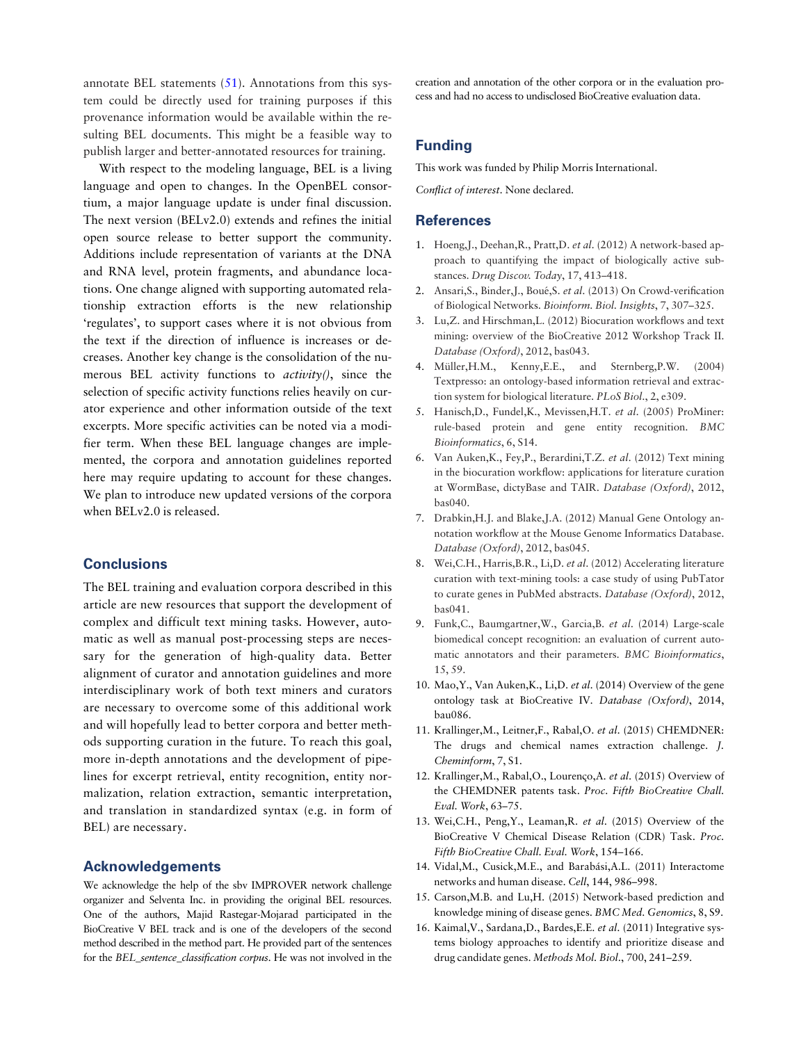annotate BEL statements (51). Annotations from this system could be directly used for training purposes if this provenance information would be available within the resulting BEL documents. This might be a feasible way to publish larger and better-annotated resources for training.

With respect to the modeling language, BEL is a living language and open to changes. In the OpenBEL consortium, a major language update is under final discussion. The next version (BELv2.0) extends and refines the initial open source release to better support the community. Additions include representation of variants at the DNA and RNA level, protein fragments, and abundance locations. One change aligned with supporting automated relationship extraction efforts is the new relationship 'regulates', to support cases where it is not obvious from the text if the direction of influence is increases or decreases. Another key change is the consolidation of the numerous BEL activity functions to *activity()*, since the selection of specific activity functions relies heavily on curator experience and other information outside of the text excerpts. More specific activities can be noted via a modifier term. When these BEL language changes are implemented, the corpora and annotation guidelines reported here may require updating to account for these changes. We plan to introduce new updated versions of the corpora when BELv2.0 is released.

## Conclusions

The BEL training and evaluation corpora described in this article are new resources that support the development of complex and difficult text mining tasks. However, automatic as well as manual post-processing steps are necessary for the generation of high-quality data. Better alignment of curator and annotation guidelines and more interdisciplinary work of both text miners and curators are necessary to overcome some of this additional work and will hopefully lead to better corpora and better methods supporting curation in the future. To reach this goal, more in-depth annotations and the development of pipelines for excerpt retrieval, entity recognition, entity normalization, relation extraction, semantic interpretation, and translation in standardized syntax (e.g. in form of BEL) are necessary.

## Acknowledgements

We acknowledge the help of the sbv IMPROVER network challenge organizer and Selventa Inc. in providing the original BEL resources. One of the authors, Majid Rastegar-Mojarad participated in the BioCreative V BEL track and is one of the developers of the second method described in the method part. He provided part of the sentences for the *BEL_sentence_classification corpus*. He was not involved in the creation and annotation of the other corpora or in the evaluation process and had no access to undisclosed BioCreative evaluation data.

## Funding

This work was funded by Philip Morris International.

*Conflict of interest*. None declared.

## References

1. Hoeng,J., Deehan,R., Pratt,D. *et al*. (2012) A network-based approach to quantifying the impact of biologically active substances. *Drug Discov. Today*, 17, 413–418.
2. Ansari,S., Binder,J., Boué,S. *et al*. (2013) On Crowd-verification of Biological Networks. *Bioinform. Biol. Insights*, 7, 307–325.
3. Lu,Z. and Hirschman,L. (2012) Biocuration workflows and text mining: overview of the BioCreative 2012 Workshop Track II. *Database (Oxford)*, 2012, bas043.
4. Müller,H.M., Kenny,E.E., and Sternberg,P.W. (2004) Textpresso: an ontology-based information retrieval and extraction system for biological literature. *PLoS Biol*., 2, e309.
5. Hanisch,D., Fundel,K., Mevissen,H.T. *et al*. (2005) ProMiner: rule-based protein and gene entity recognition. *BMC Bioinformatics*, 6, S14.
6. Van Auken,K., Fey,P., Berardini,T.Z. *et al*. (2012) Text mining in the biocuration workflow: applications for literature curation at WormBase, dictyBase and TAIR. *Database (Oxford)*, 2012, bas040.
7. Drabkin,H.J. and Blake,J.A. (2012) Manual Gene Ontology annotation workflow at the Mouse Genome Informatics Database. *Database (Oxford)*, 2012, bas045.
8. Wei,C.H., Harris,B.R., Li,D. *et al*. (2012) Accelerating literature curation with text-mining tools: a case study of using PubTator to curate genes in PubMed abstracts. *Database (Oxford)*, 2012, bas041.
9. Funk,C., Baumgartner,W., Garcia,B. *et al*. (2014) Large-scale biomedical concept recognition: an evaluation of current automatic annotators and their parameters. *BMC Bioinformatics*, 15, 59.
10. Mao,Y., Van Auken,K., Li,D. *et al*. (2014) Overview of the gene ontology task at BioCreative IV. *Database (Oxford)*, 2014, bau086.
11. Krallinger,M., Leitner,F., Rabal,O. *et al*. (2015) CHEMDNER: The drugs and chemical names extraction challenge. *J. Cheminform*, 7, S1.
12. Krallinger,M., Rabal,O., Lourenço,A. *et al*. (2015) Overview of the CHEMDNER patents task. *Proc. Fifth BioCreative Chall. Eval. Work*, 63–75.
13. Wei,C.H., Peng,Y., Leaman,R. *et al*. (2015) Overview of the BioCreative V Chemical Disease Relation (CDR) Task. *Proc. Fifth BioCreative Chall. Eval. Work*, 154–166.
14. Vidal,M., Cusick,M.E., and Barabási,A.L. (2011) Interactome networks and human disease. *Cell*, 144, 986–998.
15. Carson,M.B. and Lu,H. (2015) Network-based prediction and knowledge mining of disease genes. *BMC Med. Genomics*, 8, S9.
16. Kaimal,V., Sardana,D., Bardes,E.E. *et al*. (2011) Integrative systems biology approaches to identify and prioritize disease and drug candidate genes. *Methods Mol. Biol*., 700, 241–259.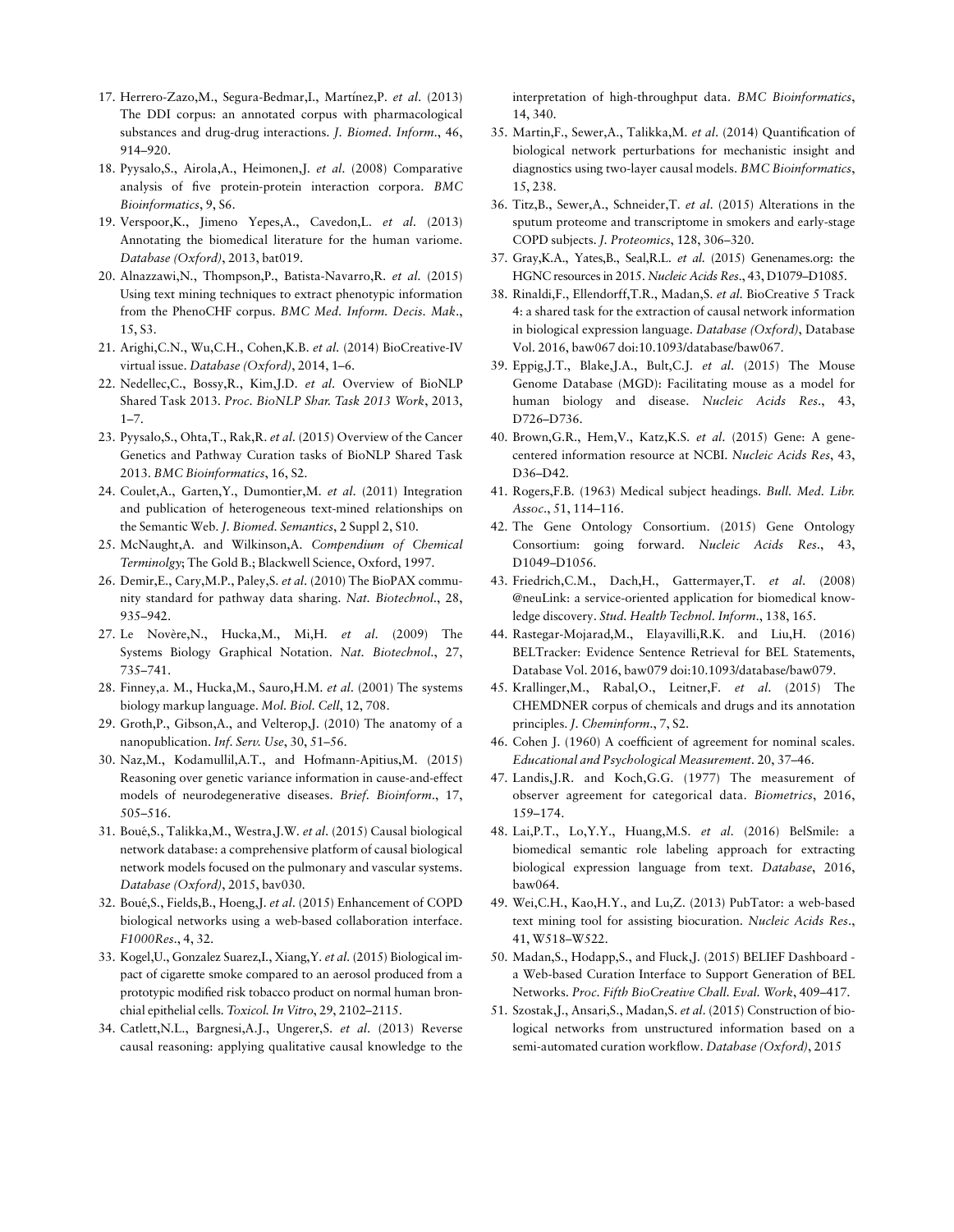17. Herrero-Zazo,M., Segura-Bedmar,I., Martínez,P. *et al.* (2013) The DDI corpus: an annotated corpus with pharmacological substances and drug-drug interactions. *J. Biomed. Inform.*, 46, 914–920.
18. Pyysalo,S., Airola,A., Heimonen,J. *et al.* (2008) Comparative analysis of five protein-protein interaction corpora. *BMC Bioinformatics*, 9, S6.
19. Verspoor,K., Jimeno Yepes,A., Cavedon,L. *et al.* (2013) Annotating the biomedical literature for the human variome. *Database (Oxford)*, 2013, bat019.
20. Alnazzawi,N., Thompson,P., Batista-Navarro,R. *et al.* (2015) Using text mining techniques to extract phenotypic information from the PhenoCHF corpus. *BMC Med. Inform. Decis. Mak.*, 15, S3.
21. Arighi,C.N., Wu,C.H., Cohen,K.B. *et al.* (2014) BioCreative-IV virtual issue. *Database (Oxford)*, 2014, 1–6.
22. Nedellec,C., Bossy,R., Kim,J.D. *et al.* Overview of BioNLP Shared Task 2013. *Proc. BioNLP Shar. Task 2013 Work*, 2013, 1–7.
23. Pyysalo,S., Ohta,T., Rak,R. *et al.* (2015) Overview of the Cancer Genetics and Pathway Curation tasks of BioNLP Shared Task 2013. *BMC Bioinformatics*, 16, S2.
24. Coulet,A., Garten,Y., Dumontier,M. *et al.* (2011) Integration and publication of heterogeneous text-mined relationships on the Semantic Web. *J. Biomed. Semantics*, 2 Suppl 2, S10.
25. McNaught,A. and Wilkinson,A. *Compendium of Chemical Terminolgy*; The Gold B.; Blackwell Science, Oxford, 1997.
26. Demir,E., Cary,M.P., Paley,S. *et al.* (2010) The BioPAX community standard for pathway data sharing. *Nat. Biotechnol.*, 28, 935–942.
27. Le Novère,N., Hucka,M., Mi,H. *et al.* (2009) The Systems Biology Graphical Notation. *Nat. Biotechnol.*, 27, 735–741.
28. Finney,a. M., Hucka,M., Sauro,H.M. *et al.* (2001) The systems biology markup language. *Mol. Biol. Cell*, 12, 708.
29. Groth,P., Gibson,A., and Velterop,J. (2010) The anatomy of a nanopublication. *Inf. Serv. Use*, 30, 51–56.
30. Naz,M., Kodamullil,A.T., and Hofmann-Apitius,M. (2015) Reasoning over genetic variance information in cause-and-effect models of neurodegenerative diseases. *Brief. Bioinform.*, 17, 505–516.
31. Boué,S., Talikka,M., Westra,J.W. *et al.* (2015) Causal biological network database: a comprehensive platform of causal biological network models focused on the pulmonary and vascular systems. *Database (Oxford)*, 2015, bav030.
32. Boué,S., Fields,B., Hoeng,J. *et al.* (2015) Enhancement of COPD biological networks using a web-based collaboration interface. *F1000Res.*, 4, 32.
33. Kogel,U., Gonzalez Suarez,I., Xiang,Y. *et al.* (2015) Biological impact of cigarette smoke compared to an aerosol produced from a prototypic modified risk tobacco product on normal human bronchial epithelial cells. *Toxicol. In Vitro*, 29, 2102–2115.
34. Catlett,N.L., Bargnesi,A.J., Ungerer,S. *et al.* (2013) Reverse causal reasoning: applying qualitative causal knowledge to the interpretation of high-throughput data. *BMC Bioinformatics*, 14, 340.
35. Martin,F., Sewer,A., Talikka,M. *et al.* (2014) Quantification of biological network perturbations for mechanistic insight and diagnostics using two-layer causal models. *BMC Bioinformatics*, 15, 238.
36. Titz,B., Sewer,A., Schneider,T. *et al.* (2015) Alterations in the sputum proteome and transcriptome in smokers and early-stage COPD subjects. *J. Proteomics*, 128, 306–320.
37. Gray,K.A., Yates,B., Seal,R.L. *et al.* (2015) Genenames.org: the HGNC resources in 2015. *Nucleic Acids Res.*, 43, D1079–D1085.
38. Rinaldi,F., Ellendorff,T.R., Madan,S. *et al.* BioCreative 5 Track 4: a shared task for the extraction of causal network information in biological expression language. *Database (Oxford)*, Database Vol. 2016, baw067 doi:10.1093/database/baw067.
39. Eppig,J.T., Blake,J.A., Bult,C.J. *et al.* (2015) The Mouse Genome Database (MGD): Facilitating mouse as a model for human biology and disease. *Nucleic Acids Res.*, 43, D726–D736.
40. Brown,G.R., Hem,V., Katz,K.S. *et al.* (2015) Gene: A gene-centered information resource at NCBI. *Nucleic Acids Res*, 43, D36–D42.
41. Rogers,F.B. (1963) Medical subject headings. *Bull. Med. Libr. Assoc.*, 51, 114–116.
42. The Gene Ontology Consortium. (2015) Gene Ontology Consortium: going forward. *Nucleic Acids Res.*, 43, D1049–D1056.
43. Friedrich,C.M., Dach,H., Gattermayer,T. *et al.* (2008) @neuLink: a service-oriented application for biomedical knowledge discovery. *Stud. Health Technol. Inform.*, 138, 165.
44. Rastegar-Mojarad,M., Elayavilli,R.K. and Liu,H. (2016) BELTracker: Evidence Sentence Retrieval for BEL Statements, Database Vol. 2016, baw079 doi:10.1093/database/baw079.
45. Krallinger,M., Rabal,O., Leitner,F. *et al.* (2015) The CHEMDNER corpus of chemicals and drugs and its annotation principles. *J. Cheminform.*, 7, S2.
46. Cohen J. (1960) A coefficient of agreement for nominal scales. *Educational and Psychological Measurement*. 20, 37–46.
47. Landis,J.R. and Koch,G.G. (1977) The measurement of observer agreement for categorical data. *Biometrics*, 2016, 159–174.
48. Lai,P.T., Lo,Y.Y., Huang,M.S. *et al.* (2016) BelSmile: a biomedical semantic role labeling approach for extracting biological expression language from text. *Database*, 2016, baw064.
49. Wei,C.H., Kao,H.Y., and Lu,Z. (2013) PubTator: a web-based text mining tool for assisting biocuration. *Nucleic Acids Res.*, 41, W518–W522.
50. Madan,S., Hodapp,S., and Fluck,J. (2015) BELIEF Dashboard - a Web-based Curation Interface to Support Generation of BEL Networks. *Proc. Fifth BioCreative Chall. Eval. Work*, 409–417.
51. Szostak,J., Ansari,S., Madan,S. *et al.* (2015) Construction of biological networks from unstructured information based on a semi-automated curation workflow. *Database (Oxford)*, 2015